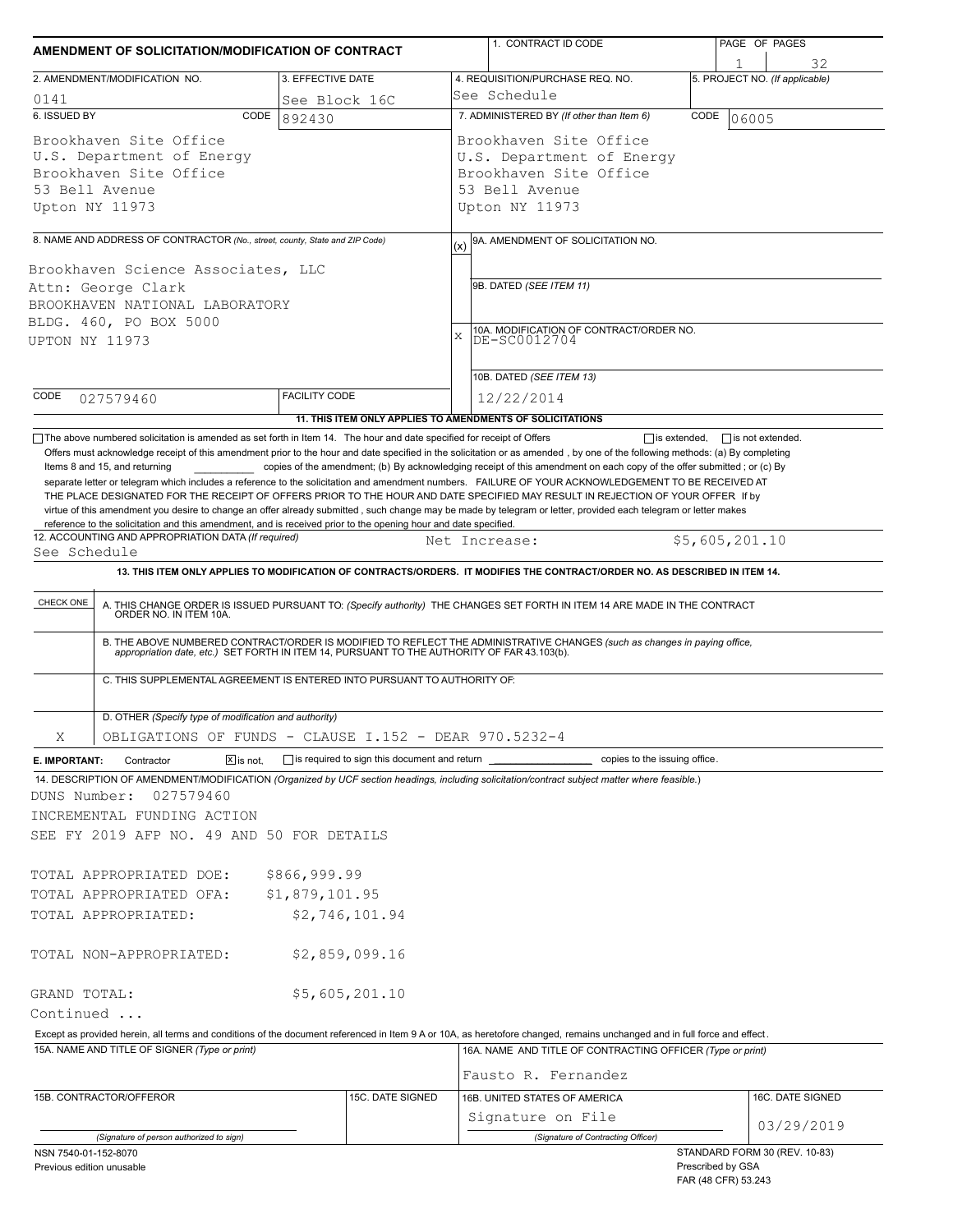# AMENDMENT OF SOLICITATION/MODIFICATION OF CONTRACT

| 1. CONTRACT ID CODE | PAGE OF PAGES |
|---|---|
| | 1 of 32 |

| 2. AMENDMENT/MODIFICATION NO. | 3. EFFECTIVE DATE | 4. REQUISITION/PURCHASE REQ. NO. | 5. PROJECT NO. (If applicable) |
|---|---|---|---|
| 0141 | See Block 16C | See Schedule | |

| 6. ISSUED BY CODE 892430 | 7. ADMINISTERED BY (If other than Item 6) CODE 06005 |
|---|---|
| Brookhaven Site Office<br>U.S. Department of Energy<br>Brookhaven Site Office<br>53 Bell Avenue<br>Upton NY 11973 | Brookhaven Site Office<br>U.S. Department of Energy<br>Brookhaven Site Office<br>53 Bell Avenue<br>Upton NY 11973 |

**8. NAME AND ADDRESS OF CONTRACTOR** (No., street, county, State and ZIP Code)

Brookhaven Science Associates, LLC
Attn: George Clark
BROOKHAVEN NATIONAL LABORATORY
BLDG. 460, PO BOX 5000
UPTON NY 11973

CODE 027579460 | FACILITY CODE

| (x) | |
|---|---|
| | 9A. AMENDMENT OF SOLICITATION NO. |
| | 9B. DATED (SEE ITEM 11) |
| X | 10A. MODIFICATION OF CONTRACT/ORDER NO. DE-SC0012704 |
| | 10B. DATED (SEE ITEM 13) 12/22/2014 |

**11. THIS ITEM ONLY APPLIES TO AMENDMENTS OF SOLICITATIONS**

☐ The above numbered solicitation is amended as set forth in Item 14. The hour and date specified for receipt of Offers ☐ is extended, ☐ is not extended.

Offers must acknowledge receipt of this amendment prior to the hour and date specified in the solicitation or as amended , by one of the following methods: (a) By completing Items 8 and 15, and returning ________ copies of the amendment; (b) By acknowledging receipt of this amendment on each copy of the offer submitted ; or (c) By separate letter or telegram which includes a reference to the solicitation and amendment numbers. FAILURE OF YOUR ACKNOWLEDGEMENT TO BE RECEIVED AT THE PLACE DESIGNATED FOR THE RECEIPT OF OFFERS PRIOR TO THE HOUR AND DATE SPECIFIED MAY RESULT IN REJECTION OF YOUR OFFER If by virtue of this amendment you desire to change an offer already submitted , such change may be made by telegram or letter, provided each telegram or letter makes reference to the solicitation and this amendment, and is received prior to the opening hour and date specified.

**12. ACCOUNTING AND APPROPRIATION DATA** (If required)
See Schedule — Net Increase: $5,605,201.10

**13. THIS ITEM ONLY APPLIES TO MODIFICATION OF CONTRACTS/ORDERS. IT MODIFIES THE CONTRACT/ORDER NO. AS DESCRIBED IN ITEM 14.**

| CHECK ONE | |
|---|---|
| | A. THIS CHANGE ORDER IS ISSUED PURSUANT TO: (Specify authority) THE CHANGES SET FORTH IN ITEM 14 ARE MADE IN THE CONTRACT ORDER NO. IN ITEM 10A. |
| | B. THE ABOVE NUMBERED CONTRACT/ORDER IS MODIFIED TO REFLECT THE ADMINISTRATIVE CHANGES (such as changes in paying office, appropriation date, etc.) SET FORTH IN ITEM 14, PURSUANT TO THE AUTHORITY OF FAR 43.103(b). |
| | C. THIS SUPPLEMENTAL AGREEMENT IS ENTERED INTO PURSUANT TO AUTHORITY OF: |
| X | D. OTHER (Specify type of modification and authority) OBLIGATIONS OF FUNDS - CLAUSE I.152 - DEAR 970.5232-4 |

**E. IMPORTANT:** Contractor ☒ is not, ☐ is required to sign this document and return ________ copies to the issuing office.

**14. DESCRIPTION OF AMENDMENT/MODIFICATION** (Organized by UCF section headings, including solicitation/contract subject matter where feasible.)

DUNS Number: 027579460
INCREMENTAL FUNDING ACTION
SEE FY 2019 AFP NO. 49 AND 50 FOR DETAILS

| | |
|---|---|
| TOTAL APPROPRIATED DOE: | $866,999.99 |
| TOTAL APPROPRIATED OFA: | $1,879,101.95 |
| TOTAL APPROPRIATED: | $2,746,101.94 |
| TOTAL NON-APPROPRIATED: | $2,859,099.16 |
| GRAND TOTAL: | $5,605,201.10 |

Continued ...

Except as provided herein, all terms and conditions of the document referenced in Item 9 A or 10A, as heretofore changed, remains unchanged and in full force and effect.

| 15A. NAME AND TITLE OF SIGNER (Type or print) | | 16A. NAME AND TITLE OF CONTRACTING OFFICER (Type or print) | |
|---|---|---|---|
| | | Fausto R. Fernandez | |
| 15B. CONTRACTOR/OFFEROR | 15C. DATE SIGNED | 16B. UNITED STATES OF AMERICA | 16C. DATE SIGNED |
| (Signature of person authorized to sign) | | Signature on File<br>(Signature of Contracting Officer) | 03/29/2019 |

NSN 7540-01-152-8070
Previous edition unusable

STANDARD FORM 30 (REV. 10-83)
Prescribed by GSA
FAR (48 CFR) 53.243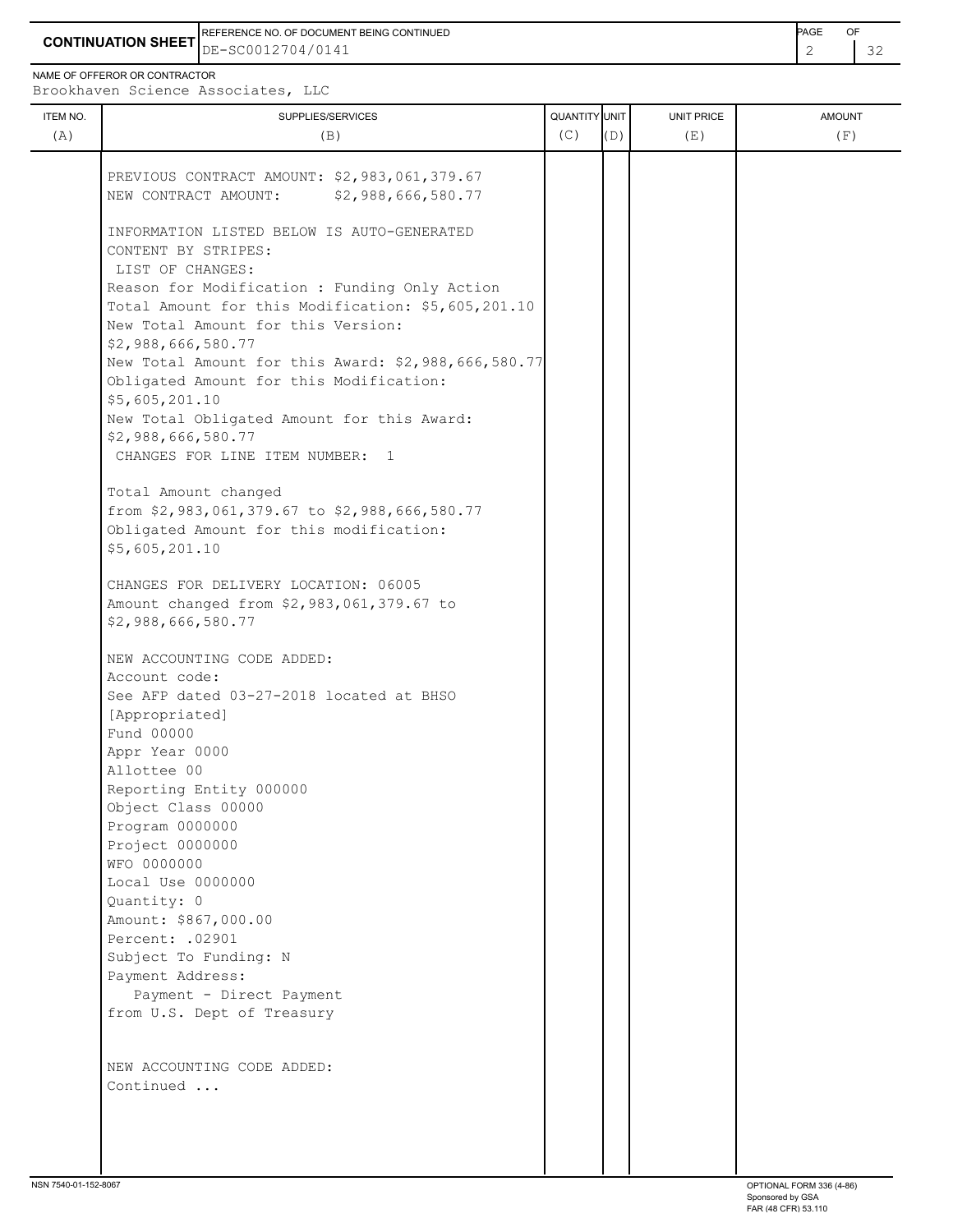**CONTINUATION SHEET**

REFERENCE NO. OF DOCUMENT BEING CONTINUED: DE-SC0012704/0141

NAME OF OFFEROR OR CONTRACTOR: Brookhaven Science Associates, LLC

| ITEM NO. (A) | SUPPLIES/SERVICES (B) | QUANTITY (C) | UNIT (D) | UNIT PRICE (E) | AMOUNT (F) |
|---|---|---|---|---|---|
| | PREVIOUS CONTRACT AMOUNT: $2,983,061,379.67<br>NEW CONTRACT AMOUNT: $2,988,666,580.77<br><br>INFORMATION LISTED BELOW IS AUTO-GENERATED CONTENT BY STRIPES:<br>LIST OF CHANGES:<br>Reason for Modification : Funding Only Action<br>Total Amount for this Modification: $5,605,201.10<br>New Total Amount for this Version: $2,988,666,580.77<br>New Total Amount for this Award: $2,988,666,580.77<br>Obligated Amount for this Modification: $5,605,201.10<br>New Total Obligated Amount for this Award: $2,988,666,580.77<br>CHANGES FOR LINE ITEM NUMBER: 1<br><br>Total Amount changed from $2,983,061,379.67 to $2,988,666,580.77<br>Obligated Amount for this modification: $5,605,201.10<br><br>CHANGES FOR DELIVERY LOCATION: 06005<br>Amount changed from $2,983,061,379.67 to $2,988,666,580.77<br><br>NEW ACCOUNTING CODE ADDED:<br>Account code:<br>See AFP dated 03-27-2018 located at BHSO [Appropriated]<br>Fund 00000<br>Appr Year 0000<br>Allottee 00<br>Reporting Entity 000000<br>Object Class 00000<br>Program 0000000<br>Project 0000000<br>WFO 0000000<br>Local Use 0000000<br>Quantity: 0<br>Amount: $867,000.00<br>Percent: .02901<br>Subject To Funding: N<br>Payment Address:<br>Payment - Direct Payment from U.S. Dept of Treasury<br><br>NEW ACCOUNTING CODE ADDED:<br>Continued ... | | | | |

NSN 7540-01-152-8067 OPTIONAL FORM 336 (4-86) Sponsored by GSA FAR (48 CFR) 53.110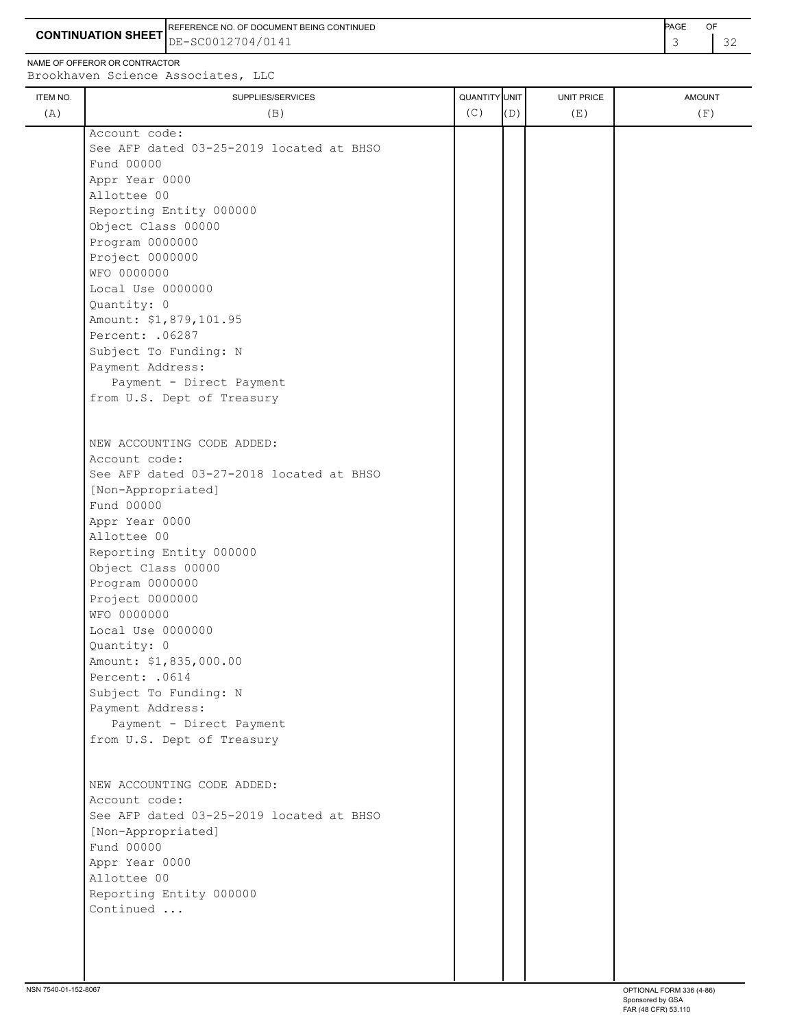**CONTINUATION SHEET**

REFERENCE NO. OF DOCUMENT BEING CONTINUED: DE-SC0012704/0141

NAME OF OFFEROR OR CONTRACTOR: Brookhaven Science Associates, LLC

| ITEM NO. (A) | SUPPLIES/SERVICES (B) | QUANTITY (C) | UNIT (D) | UNIT PRICE (E) | AMOUNT (F) |
|---|---|---|---|---|---|
| | Account code:<br>See AFP dated 03-25-2019 located at BHSO<br>Fund 00000<br>Appr Year 0000<br>Allottee 00<br>Reporting Entity 000000<br>Object Class 00000<br>Program 0000000<br>Project 0000000<br>WFO 0000000<br>Local Use 0000000<br>Quantity: 0<br>Amount: $1,879,101.95<br>Percent: .06287<br>Subject To Funding: N<br>Payment Address:<br>Payment - Direct Payment<br>from U.S. Dept of Treasury<br><br>NEW ACCOUNTING CODE ADDED:<br>Account code:<br>See AFP dated 03-27-2018 located at BHSO<br>[Non-Appropriated]<br>Fund 00000<br>Appr Year 0000<br>Allottee 00<br>Reporting Entity 000000<br>Object Class 00000<br>Program 0000000<br>Project 0000000<br>WFO 0000000<br>Local Use 0000000<br>Quantity: 0<br>Amount: $1,835,000.00<br>Percent: .0614<br>Subject To Funding: N<br>Payment Address:<br>Payment - Direct Payment<br>from U.S. Dept of Treasury<br><br>NEW ACCOUNTING CODE ADDED:<br>Account code:<br>See AFP dated 03-25-2019 located at BHSO<br>[Non-Appropriated]<br>Fund 00000<br>Appr Year 0000<br>Allottee 00<br>Reporting Entity 000000<br>Continued ... | | | | |

NSN 7540-01-152-8067

OPTIONAL FORM 336 (4-86)
Sponsored by GSA
FAR (48 CFR) 53.110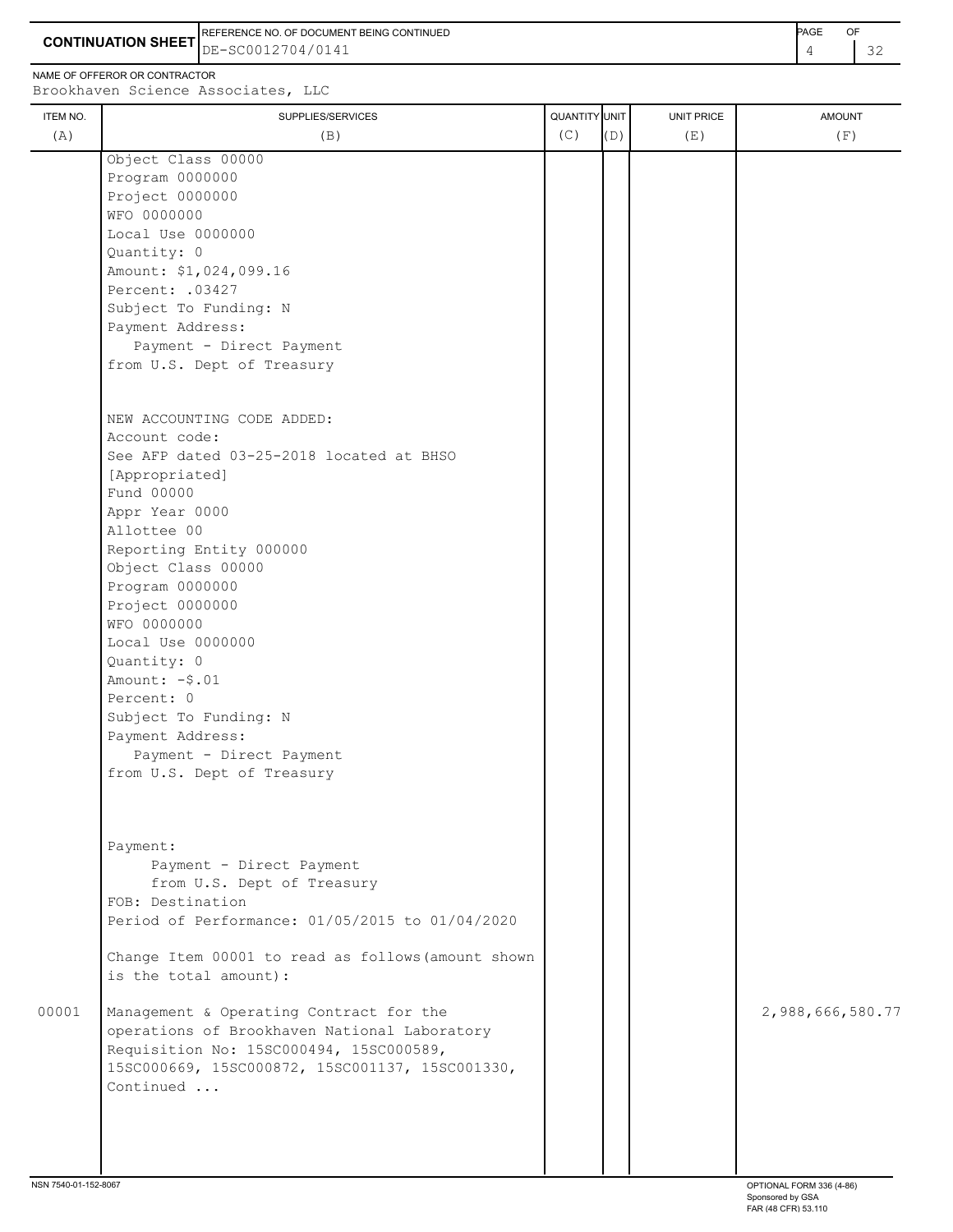**CONTINUATION SHEET**

REFERENCE NO. OF DOCUMENT BEING CONTINUED: DE-SC0012704/0141

NAME OF OFFEROR OR CONTRACTOR: Brookhaven Science Associates, LLC

| ITEM NO. (A) | SUPPLIES/SERVICES (B) | QUANTITY (C) | UNIT (D) | UNIT PRICE (E) | AMOUNT (F) |
|---|---|---|---|---|---|
| | Object Class 00000<br>Program 0000000<br>Project 0000000<br>WFO 0000000<br>Local Use 0000000<br>Quantity: 0<br>Amount: $1,024,099.16<br>Percent: .03427<br>Subject To Funding: N<br>Payment Address:<br>Payment - Direct Payment<br>from U.S. Dept of Treasury<br><br>NEW ACCOUNTING CODE ADDED:<br>Account code:<br>See AFP dated 03-25-2018 located at BHSO<br>[Appropriated]<br>Fund 00000<br>Appr Year 0000<br>Allottee 00<br>Reporting Entity 000000<br>Object Class 00000<br>Program 0000000<br>Project 0000000<br>WFO 0000000<br>Local Use 0000000<br>Quantity: 0<br>Amount: -$.01<br>Percent: 0<br>Subject To Funding: N<br>Payment Address:<br>Payment - Direct Payment<br>from U.S. Dept of Treasury<br><br>Payment:<br>Payment - Direct Payment<br>from U.S. Dept of Treasury<br>FOB: Destination<br>Period of Performance: 01/05/2015 to 01/04/2020<br><br>Change Item 00001 to read as follows(amount shown is the total amount): | | | | |
| 00001 | Management & Operating Contract for the operations of Brookhaven National Laboratory<br>Requisition No: 15SC000494, 15SC000589, 15SC000669, 15SC000872, 15SC001137, 15SC001330,<br>Continued ... | | | | 2,988,666,580.77 |

NSN 7540-01-152-8067

OPTIONAL FORM 336 (4-86)
Sponsored by GSA
FAR (48 CFR) 53.110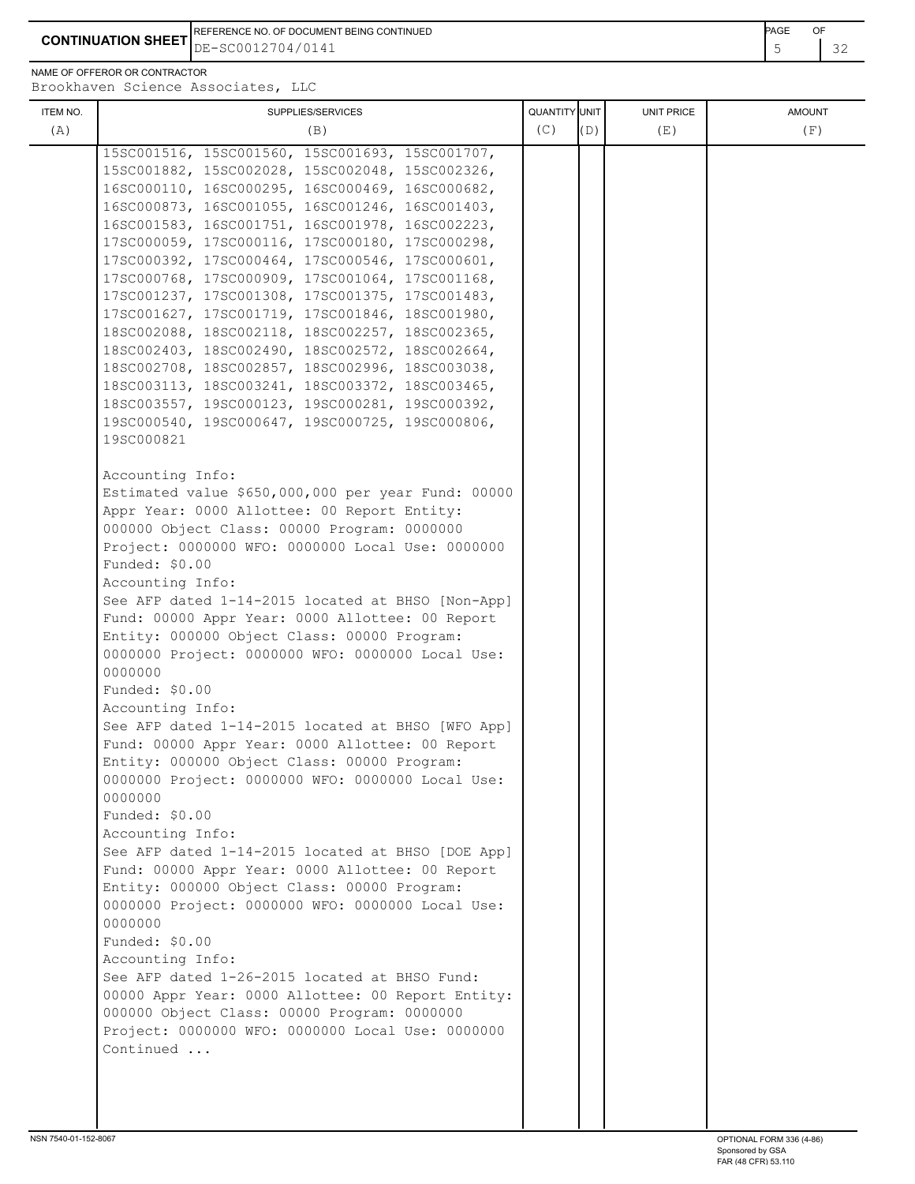**CONTINUATION SHEET**

REFERENCE NO. OF DOCUMENT BEING CONTINUED
DE-SC0012704/0141

NAME OF OFFEROR OR CONTRACTOR
Brookhaven Science Associates, LLC

| ITEM NO. (A) | SUPPLIES/SERVICES (B) | QUANTITY (C) | UNIT (D) | UNIT PRICE (E) | AMOUNT (F) |
|---|---|---|---|---|---|
| | 15SC001516, 15SC001560, 15SC001693, 15SC001707, 15SC001882, 15SC002028, 15SC002048, 15SC002326, 16SC000110, 16SC000295, 16SC000469, 16SC000682, 16SC000873, 16SC001055, 16SC001246, 16SC001403, 16SC001583, 16SC001751, 16SC001978, 16SC002223, 17SC000059, 17SC000116, 17SC000180, 17SC000298, 17SC000392, 17SC000464, 17SC000546, 17SC000601, 17SC000768, 17SC000909, 17SC001064, 17SC001168, 17SC001237, 17SC001308, 17SC001375, 17SC001483, 17SC001627, 17SC001719, 17SC001846, 18SC001980, 18SC002088, 18SC002118, 18SC002257, 18SC002365, 18SC002403, 18SC002490, 18SC002572, 18SC002664, 18SC002708, 18SC002857, 18SC002996, 18SC003038, 18SC003113, 18SC003241, 18SC003372, 18SC003465, 18SC003557, 19SC000123, 19SC000281, 19SC000392, 19SC000540, 19SC000647, 19SC000725, 19SC000806, 19SC000821 | | | | |
| | Accounting Info:<br>Estimated value $650,000,000 per year Fund: 00000 Appr Year: 0000 Allottee: 00 Report Entity: 000000 Object Class: 00000 Program: 0000000 Project: 0000000 WFO: 0000000 Local Use: 0000000<br>Funded: $0.00 | | | | |
| | Accounting Info:<br>See AFP dated 1-14-2015 located at BHSO [Non-App] Fund: 00000 Appr Year: 0000 Allottee: 00 Report Entity: 000000 Object Class: 00000 Program: 0000000 Project: 0000000 WFO: 0000000 Local Use: 0000000<br>Funded: $0.00 | | | | |
| | Accounting Info:<br>See AFP dated 1-14-2015 located at BHSO [WFO App] Fund: 00000 Appr Year: 0000 Allottee: 00 Report Entity: 000000 Object Class: 00000 Program: 0000000 Project: 0000000 WFO: 0000000 Local Use: 0000000<br>Funded: $0.00 | | | | |
| | Accounting Info:<br>See AFP dated 1-14-2015 located at BHSO [DOE App] Fund: 00000 Appr Year: 0000 Allottee: 00 Report Entity: 000000 Object Class: 00000 Program: 0000000 Project: 0000000 WFO: 0000000 Local Use: 0000000<br>Funded: $0.00 | | | | |
| | Accounting Info:<br>See AFP dated 1-26-2015 located at BHSO Fund: 00000 Appr Year: 0000 Allottee: 00 Report Entity: 000000 Object Class: 00000 Program: 0000000 Project: 0000000 WFO: 0000000 Local Use: 0000000<br>Continued ... | | | | |

NSN 7540-01-152-8067

OPTIONAL FORM 336 (4-86)
Sponsored by GSA
FAR (48 CFR) 53.110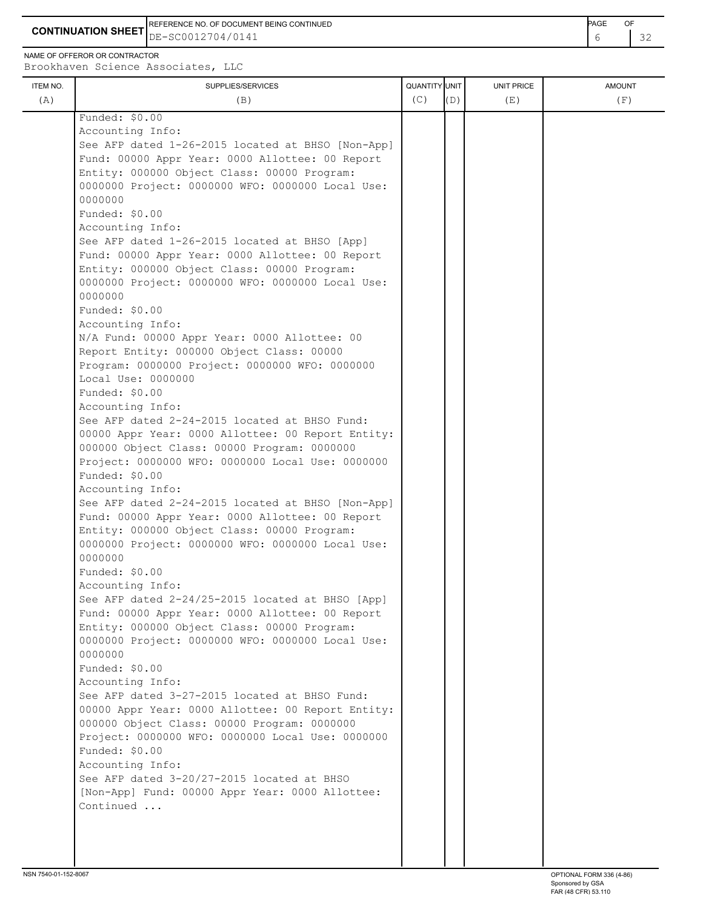**CONTINUATION SHEET**

REFERENCE NO. OF DOCUMENT BEING CONTINUED
DE-SC0012704/0141

NAME OF OFFEROR OR CONTRACTOR
Brookhaven Science Associates, LLC

| ITEM NO. (A) | SUPPLIES/SERVICES (B) | QUANTITY (C) | UNIT (D) | UNIT PRICE (E) | AMOUNT (F) |
|---|---|---|---|---|---|
| | Funded: $0.00<br>Accounting Info:<br>See AFP dated 1-26-2015 located at BHSO [Non-App] Fund: 00000 Appr Year: 0000 Allottee: 00 Report Entity: 000000 Object Class: 00000 Program: 0000000 Project: 0000000 WFO: 0000000 Local Use: 0000000<br>Funded: $0.00<br>Accounting Info:<br>See AFP dated 1-26-2015 located at BHSO [App] Fund: 00000 Appr Year: 0000 Allottee: 00 Report Entity: 000000 Object Class: 00000 Program: 0000000 Project: 0000000 WFO: 0000000 Local Use: 0000000<br>Funded: $0.00<br>Accounting Info:<br>N/A Fund: 00000 Appr Year: 0000 Allottee: 00 Report Entity: 000000 Object Class: 00000 Program: 0000000 Project: 0000000 WFO: 0000000 Local Use: 0000000<br>Funded: $0.00<br>Accounting Info:<br>See AFP dated 2-24-2015 located at BHSO Fund: 00000 Appr Year: 0000 Allottee: 00 Report Entity: 000000 Object Class: 00000 Program: 0000000 Project: 0000000 WFO: 0000000 Local Use: 0000000<br>Funded: $0.00<br>Accounting Info:<br>See AFP dated 2-24-2015 located at BHSO [Non-App] Fund: 00000 Appr Year: 0000 Allottee: 00 Report Entity: 000000 Object Class: 00000 Program: 0000000 Project: 0000000 WFO: 0000000 Local Use: 0000000<br>Funded: $0.00<br>Accounting Info:<br>See AFP dated 2-24/25-2015 located at BHSO [App] Fund: 00000 Appr Year: 0000 Allottee: 00 Report Entity: 000000 Object Class: 00000 Program: 0000000 Project: 0000000 WFO: 0000000 Local Use: 0000000<br>Funded: $0.00<br>Accounting Info:<br>See AFP dated 3-27-2015 located at BHSO Fund: 00000 Appr Year: 0000 Allottee: 00 Report Entity: 000000 Object Class: 00000 Program: 0000000 Project: 0000000 WFO: 0000000 Local Use: 0000000<br>Funded: $0.00<br>Accounting Info:<br>See AFP dated 3-20/27-2015 located at BHSO [Non-App] Fund: 00000 Appr Year: 0000 Allottee:<br>Continued ... | | | | |

NSN 7540-01-152-8067

OPTIONAL FORM 336 (4-86)
Sponsored by GSA
FAR (48 CFR) 53.110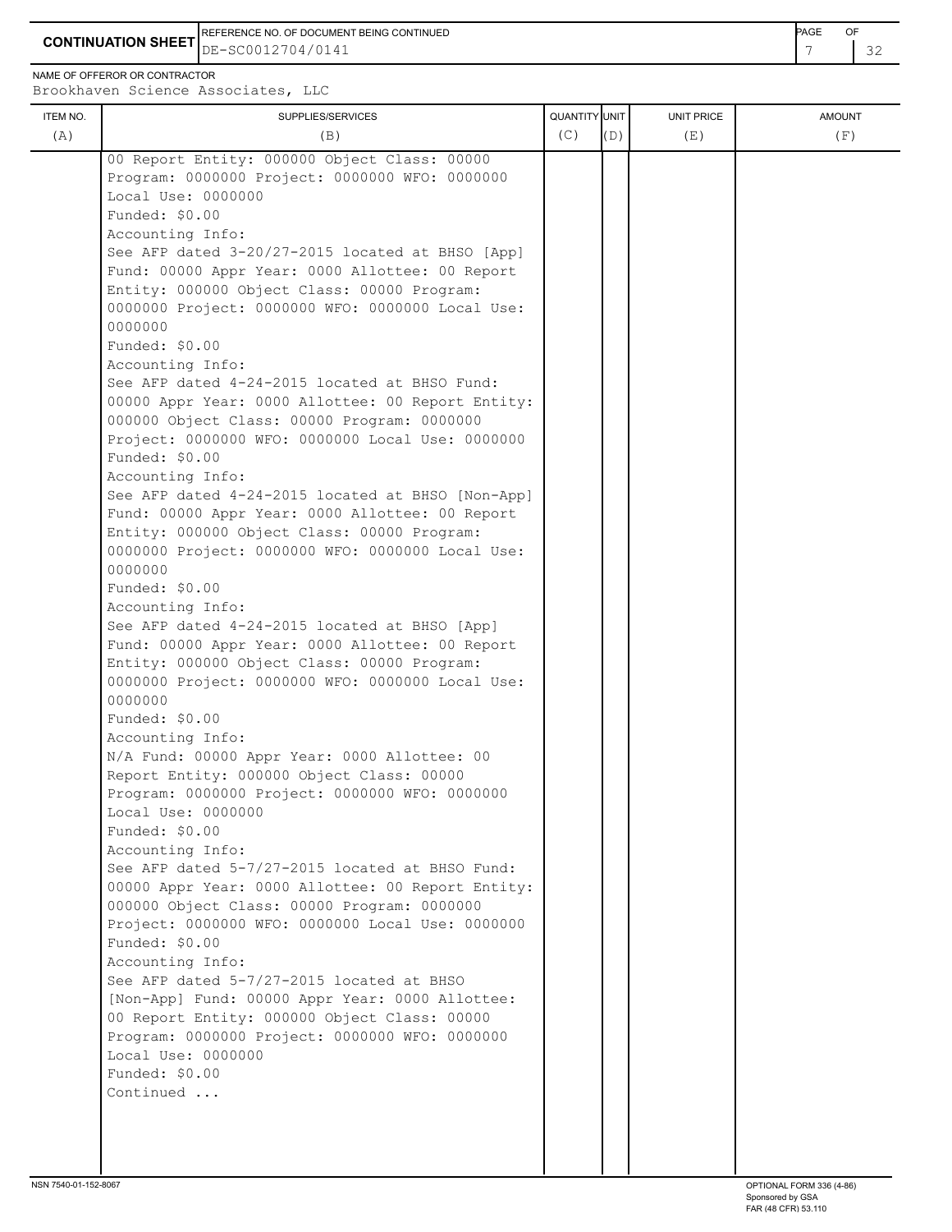**CONTINUATION SHEET**

REFERENCE NO. OF DOCUMENT BEING CONTINUED: DE-SC0012704/0141

NAME OF OFFEROR OR CONTRACTOR: Brookhaven Science Associates, LLC

| ITEM NO. (A) | SUPPLIES/SERVICES (B) | QUANTITY (C) | UNIT (D) | UNIT PRICE (E) | AMOUNT (F) |
|---|---|---|---|---|---|
| | 00 Report Entity: 000000 Object Class: 00000 Program: 0000000 Project: 0000000 WFO: 0000000 Local Use: 0000000<br>Funded: $0.00<br>Accounting Info:<br>See AFP dated 3-20/27-2015 located at BHSO [App] Fund: 00000 Appr Year: 0000 Allottee: 00 Report Entity: 000000 Object Class: 00000 Program: 0000000 Project: 0000000 WFO: 0000000 Local Use: 0000000<br>Funded: $0.00<br>Accounting Info:<br>See AFP dated 4-24-2015 located at BHSO Fund: 00000 Appr Year: 0000 Allottee: 00 Report Entity: 000000 Object Class: 00000 Program: 0000000 Project: 0000000 WFO: 0000000 Local Use: 0000000<br>Funded: $0.00<br>Accounting Info:<br>See AFP dated 4-24-2015 located at BHSO [Non-App] Fund: 00000 Appr Year: 0000 Allottee: 00 Report Entity: 000000 Object Class: 00000 Program: 0000000 Project: 0000000 WFO: 0000000 Local Use: 0000000<br>Funded: $0.00<br>Accounting Info:<br>See AFP dated 4-24-2015 located at BHSO [App] Fund: 00000 Appr Year: 0000 Allottee: 00 Report Entity: 000000 Object Class: 00000 Program: 0000000 Project: 0000000 WFO: 0000000 Local Use: 0000000<br>Funded: $0.00<br>Accounting Info:<br>N/A Fund: 00000 Appr Year: 0000 Allottee: 00 Report Entity: 000000 Object Class: 00000 Program: 0000000 Project: 0000000 WFO: 0000000 Local Use: 0000000<br>Funded: $0.00<br>Accounting Info:<br>See AFP dated 5-7/27-2015 located at BHSO Fund: 00000 Appr Year: 0000 Allottee: 00 Report Entity: 000000 Object Class: 00000 Program: 0000000 Project: 0000000 WFO: 0000000 Local Use: 0000000<br>Funded: $0.00<br>Accounting Info:<br>See AFP dated 5-7/27-2015 located at BHSO [Non-App] Fund: 00000 Appr Year: 0000 Allottee: 00 Report Entity: 000000 Object Class: 00000 Program: 0000000 Project: 0000000 WFO: 0000000 Local Use: 0000000<br>Funded: $0.00<br>Continued ... | | | | |

NSN 7540-01-152-8067

OPTIONAL FORM 336 (4-86)
Sponsored by GSA
FAR (48 CFR) 53.110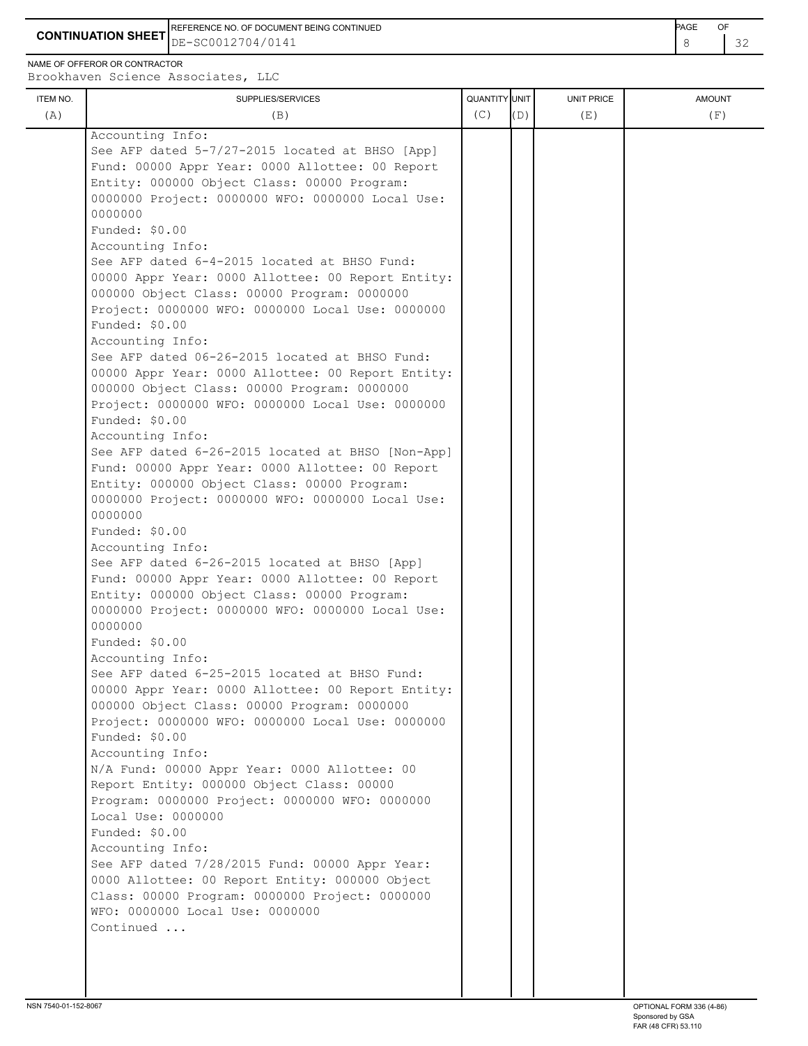**CONTINUATION SHEET**

REFERENCE NO. OF DOCUMENT BEING CONTINUED
DE-SC0012704/0141

NAME OF OFFEROR OR CONTRACTOR
Brookhaven Science Associates, LLC

| ITEM NO. (A) | SUPPLIES/SERVICES (B) | QUANTITY (C) | UNIT (D) | UNIT PRICE (E) | AMOUNT (F) |
|---|---|---|---|---|---|
| | Accounting Info:<br>See AFP dated 5-7/27-2015 located at BHSO [App] Fund: 00000 Appr Year: 0000 Allottee: 00 Report Entity: 000000 Object Class: 00000 Program: 0000000 Project: 0000000 WFO: 0000000 Local Use: 0000000<br>Funded: $0.00<br>Accounting Info:<br>See AFP dated 6-4-2015 located at BHSO Fund: 00000 Appr Year: 0000 Allottee: 00 Report Entity: 000000 Object Class: 00000 Program: 0000000 Project: 0000000 WFO: 0000000 Local Use: 0000000<br>Funded: $0.00<br>Accounting Info:<br>See AFP dated 06-26-2015 located at BHSO Fund: 00000 Appr Year: 0000 Allottee: 00 Report Entity: 000000 Object Class: 00000 Program: 0000000 Project: 0000000 WFO: 0000000 Local Use: 0000000<br>Funded: $0.00<br>Accounting Info:<br>See AFP dated 6-26-2015 located at BHSO [Non-App] Fund: 00000 Appr Year: 0000 Allottee: 00 Report Entity: 000000 Object Class: 00000 Program: 0000000 Project: 0000000 WFO: 0000000 Local Use: 0000000<br>Funded: $0.00<br>Accounting Info:<br>See AFP dated 6-26-2015 located at BHSO [App] Fund: 00000 Appr Year: 0000 Allottee: 00 Report Entity: 000000 Object Class: 00000 Program: 0000000 Project: 0000000 WFO: 0000000 Local Use: 0000000<br>Funded: $0.00<br>Accounting Info:<br>See AFP dated 6-25-2015 located at BHSO Fund: 00000 Appr Year: 0000 Allottee: 00 Report Entity: 000000 Object Class: 00000 Program: 0000000 Project: 0000000 WFO: 0000000 Local Use: 0000000<br>Funded: $0.00<br>Accounting Info:<br>N/A Fund: 00000 Appr Year: 0000 Allottee: 00 Report Entity: 000000 Object Class: 00000 Program: 0000000 Project: 0000000 WFO: 0000000 Local Use: 0000000<br>Funded: $0.00<br>Accounting Info:<br>See AFP dated 7/28/2015 Fund: 00000 Appr Year: 0000 Allottee: 00 Report Entity: 000000 Object Class: 00000 Program: 0000000 Project: 0000000 WFO: 0000000 Local Use: 0000000<br>Continued ... | | | | |

NSN 7540-01-152-8067 — OPTIONAL FORM 336 (4-86) Sponsored by GSA FAR (48 CFR) 53.110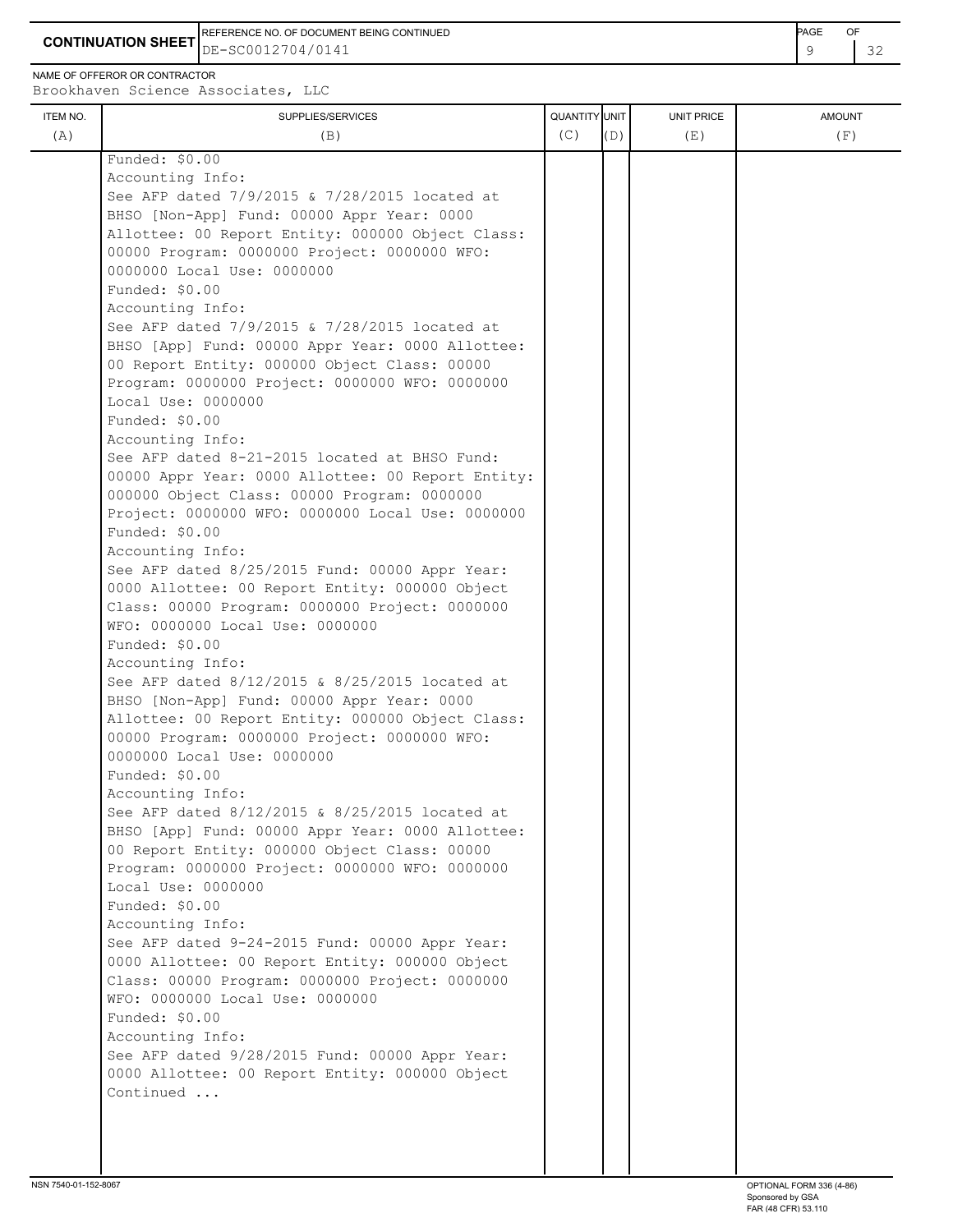**CONTINUATION SHEET**

REFERENCE NO. OF DOCUMENT BEING CONTINUED: DE-SC0012704/0141

NAME OF OFFEROR OR CONTRACTOR: Brookhaven Science Associates, LLC

| ITEM NO. (A) | SUPPLIES/SERVICES (B) | QUANTITY (C) | UNIT (D) | UNIT PRICE (E) | AMOUNT (F) |
|---|---|---|---|---|---|
| | Funded: $0.00<br>Accounting Info:<br>See AFP dated 7/9/2015 & 7/28/2015 located at BHSO [Non-App] Fund: 00000 Appr Year: 0000 Allottee: 00 Report Entity: 000000 Object Class: 00000 Program: 0000000 Project: 0000000 WFO: 0000000 Local Use: 0000000<br>Funded: $0.00<br>Accounting Info:<br>See AFP dated 7/9/2015 & 7/28/2015 located at BHSO [App] Fund: 00000 Appr Year: 0000 Allottee: 00 Report Entity: 000000 Object Class: 00000 Program: 0000000 Project: 0000000 WFO: 0000000 Local Use: 0000000<br>Funded: $0.00<br>Accounting Info:<br>See AFP dated 8-21-2015 located at BHSO Fund: 00000 Appr Year: 0000 Allottee: 00 Report Entity: 000000 Object Class: 00000 Program: 0000000 Project: 0000000 WFO: 0000000 Local Use: 0000000<br>Funded: $0.00<br>Accounting Info:<br>See AFP dated 8/25/2015 Fund: 00000 Appr Year: 0000 Allottee: 00 Report Entity: 000000 Object Class: 00000 Program: 0000000 Project: 0000000 WFO: 0000000 Local Use: 0000000<br>Funded: $0.00<br>Accounting Info:<br>See AFP dated 8/12/2015 & 8/25/2015 located at BHSO [Non-App] Fund: 00000 Appr Year: 0000 Allottee: 00 Report Entity: 000000 Object Class: 00000 Program: 0000000 Project: 0000000 WFO: 0000000 Local Use: 0000000<br>Funded: $0.00<br>Accounting Info:<br>See AFP dated 8/12/2015 & 8/25/2015 located at BHSO [App] Fund: 00000 Appr Year: 0000 Allottee: 00 Report Entity: 000000 Object Class: 00000 Program: 0000000 Project: 0000000 WFO: 0000000 Local Use: 0000000<br>Funded: $0.00<br>Accounting Info:<br>See AFP dated 9-24-2015 Fund: 00000 Appr Year: 0000 Allottee: 00 Report Entity: 000000 Object Class: 00000 Program: 0000000 Project: 0000000 WFO: 0000000 Local Use: 0000000<br>Funded: $0.00<br>Accounting Info:<br>See AFP dated 9/28/2015 Fund: 00000 Appr Year: 0000 Allottee: 00 Report Entity: 000000 Object<br>Continued ... | | | | |

NSN 7540-01-152-8067

OPTIONAL FORM 336 (4-86)
Sponsored by GSA
FAR (48 CFR) 53.110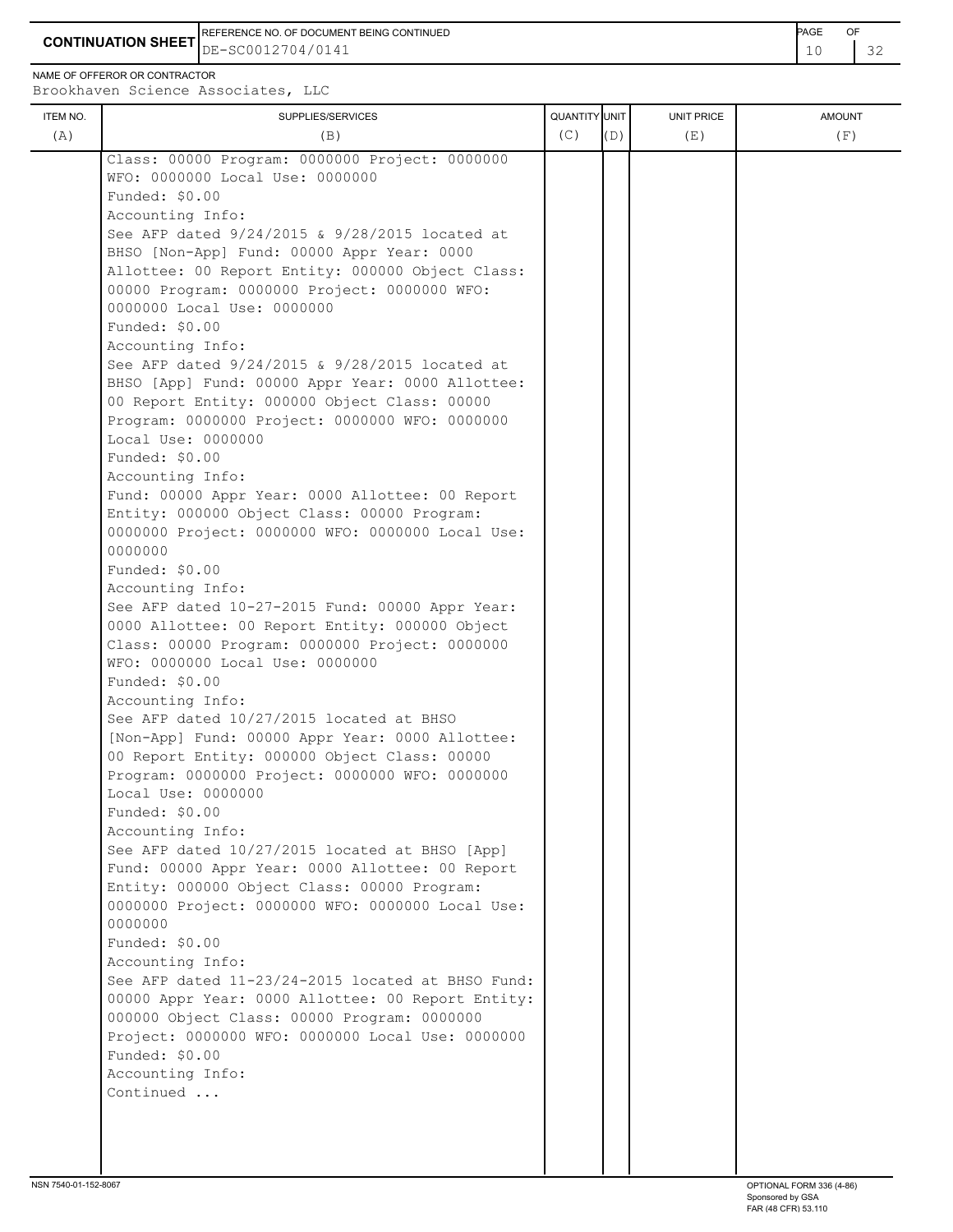**CONTINUATION SHEET**

REFERENCE NO. OF DOCUMENT BEING CONTINUED: DE-SC0012704/0141

NAME OF OFFEROR OR CONTRACTOR: Brookhaven Science Associates, LLC

| ITEM NO. (A) | SUPPLIES/SERVICES (B) | QUANTITY (C) | UNIT (D) | UNIT PRICE (E) | AMOUNT (F) |
|---|---|---|---|---|---|
| | Class: 00000 Program: 0000000 Project: 0000000 WFO: 0000000 Local Use: 0000000<br>Funded: $0.00<br>Accounting Info:<br>See AFP dated 9/24/2015 & 9/28/2015 located at BHSO [Non-App] Fund: 00000 Appr Year: 0000 Allottee: 00 Report Entity: 000000 Object Class: 00000 Program: 0000000 Project: 0000000 WFO: 0000000 Local Use: 0000000<br>Funded: $0.00<br>Accounting Info:<br>See AFP dated 9/24/2015 & 9/28/2015 located at BHSO [App] Fund: 00000 Appr Year: 0000 Allottee: 00 Report Entity: 000000 Object Class: 00000 Program: 0000000 Project: 0000000 WFO: 0000000 Local Use: 0000000<br>Funded: $0.00<br>Accounting Info:<br>Fund: 00000 Appr Year: 0000 Allottee: 00 Report Entity: 000000 Object Class: 00000 Program: 0000000 Project: 0000000 WFO: 0000000 Local Use: 0000000<br>Funded: $0.00<br>Accounting Info:<br>See AFP dated 10-27-2015 Fund: 00000 Appr Year: 0000 Allottee: 00 Report Entity: 000000 Object Class: 00000 Program: 0000000 Project: 0000000 WFO: 0000000 Local Use: 0000000<br>Funded: $0.00<br>Accounting Info:<br>See AFP dated 10/27/2015 located at BHSO [Non-App] Fund: 00000 Appr Year: 0000 Allottee: 00 Report Entity: 000000 Object Class: 00000 Program: 0000000 Project: 0000000 WFO: 0000000 Local Use: 0000000<br>Funded: $0.00<br>Accounting Info:<br>See AFP dated 10/27/2015 located at BHSO [App] Fund: 00000 Appr Year: 0000 Allottee: 00 Report Entity: 000000 Object Class: 00000 Program: 0000000 Project: 0000000 WFO: 0000000 Local Use: 0000000<br>Funded: $0.00<br>Accounting Info:<br>See AFP dated 11-23/24-2015 located at BHSO Fund: 00000 Appr Year: 0000 Allottee: 00 Report Entity: 000000 Object Class: 00000 Program: 0000000 Project: 0000000 WFO: 0000000 Local Use: 0000000<br>Funded: $0.00<br>Accounting Info:<br>Continued ... | | | | |

NSN 7540-01-152-8067

OPTIONAL FORM 336 (4-86)
Sponsored by GSA
FAR (48 CFR) 53.110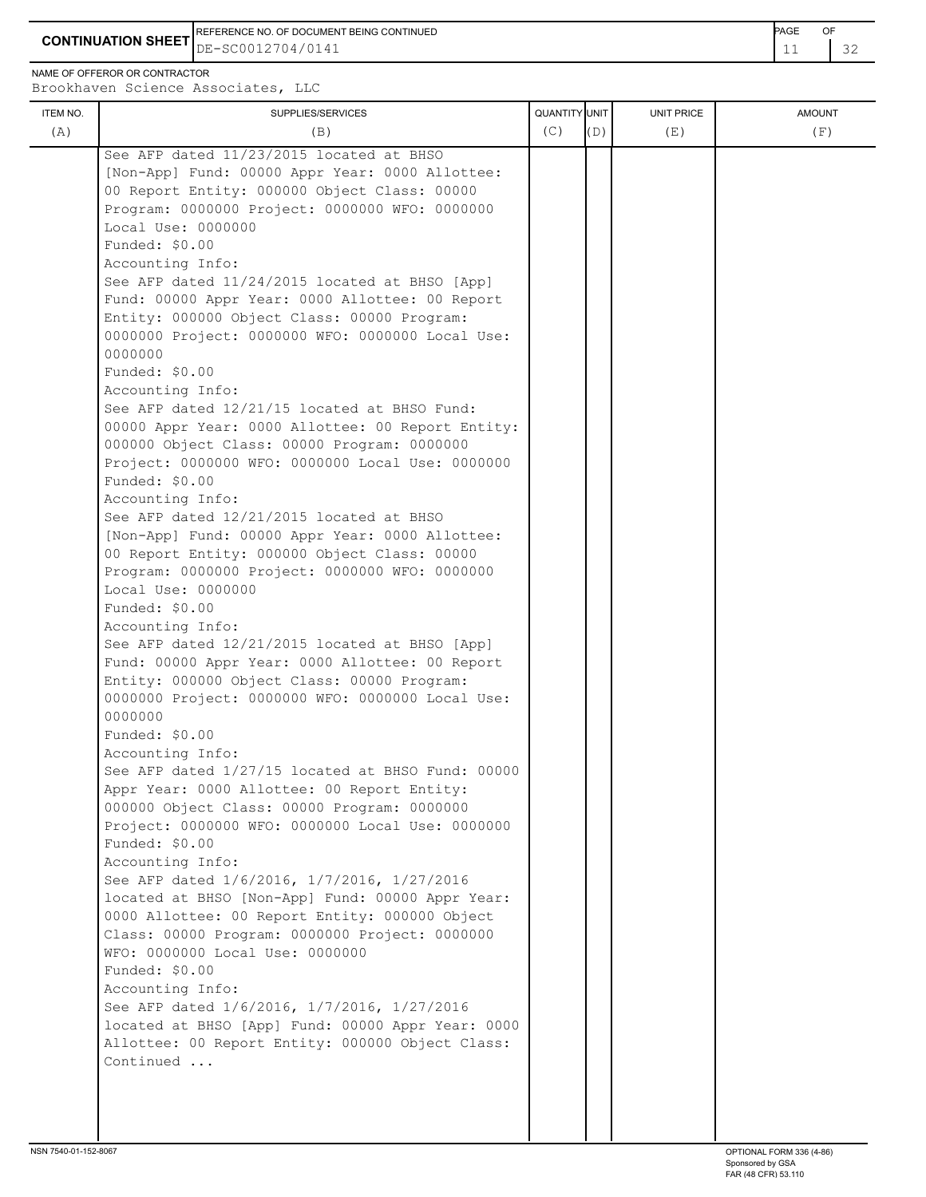**CONTINUATION SHEET**

REFERENCE NO. OF DOCUMENT BEING CONTINUED: DE-SC0012704/0141

NAME OF OFFEROR OR CONTRACTOR: Brookhaven Science Associates, LLC

| ITEM NO. (A) | SUPPLIES/SERVICES (B) | QUANTITY (C) | UNIT (D) | UNIT PRICE (E) | AMOUNT (F) |
|---|---|---|---|---|---|
| | See AFP dated 11/23/2015 located at BHSO [Non-App] Fund: 00000 Appr Year: 0000 Allottee: 00 Report Entity: 000000 Object Class: 00000 Program: 0000000 Project: 0000000 WFO: 0000000 Local Use: 0000000<br>Funded: $0.00<br>Accounting Info:<br>See AFP dated 11/24/2015 located at BHSO [App] Fund: 00000 Appr Year: 0000 Allottee: 00 Report Entity: 000000 Object Class: 00000 Program: 0000000 Project: 0000000 WFO: 0000000 Local Use: 0000000<br>Funded: $0.00<br>Accounting Info:<br>See AFP dated 12/21/15 located at BHSO Fund: 00000 Appr Year: 0000 Allottee: 00 Report Entity: 000000 Object Class: 00000 Program: 0000000 Project: 0000000 WFO: 0000000 Local Use: 0000000<br>Funded: $0.00<br>Accounting Info:<br>See AFP dated 12/21/2015 located at BHSO [Non-App] Fund: 00000 Appr Year: 0000 Allottee: 00 Report Entity: 000000 Object Class: 00000 Program: 0000000 Project: 0000000 WFO: 0000000 Local Use: 0000000<br>Funded: $0.00<br>Accounting Info:<br>See AFP dated 12/21/2015 located at BHSO [App] Fund: 00000 Appr Year: 0000 Allottee: 00 Report Entity: 000000 Object Class: 00000 Program: 0000000 Project: 0000000 WFO: 0000000 Local Use: 0000000<br>Funded: $0.00<br>Accounting Info:<br>See AFP dated 1/27/15 located at BHSO Fund: 00000 Appr Year: 0000 Allottee: 00 Report Entity: 000000 Object Class: 00000 Program: 0000000 Project: 0000000 WFO: 0000000 Local Use: 0000000<br>Funded: $0.00<br>Accounting Info:<br>See AFP dated 1/6/2016, 1/7/2016, 1/27/2016 located at BHSO [Non-App] Fund: 00000 Appr Year: 0000 Allottee: 00 Report Entity: 000000 Object Class: 00000 Program: 0000000 Project: 0000000 WFO: 0000000 Local Use: 0000000<br>Funded: $0.00<br>Accounting Info:<br>See AFP dated 1/6/2016, 1/7/2016, 1/27/2016 located at BHSO [App] Fund: 00000 Appr Year: 0000 Allottee: 00 Report Entity: 000000 Object Class:<br>Continued ... | | | | |

NSN 7540-01-152-8067

OPTIONAL FORM 336 (4-86)
Sponsored by GSA
FAR (48 CFR) 53.110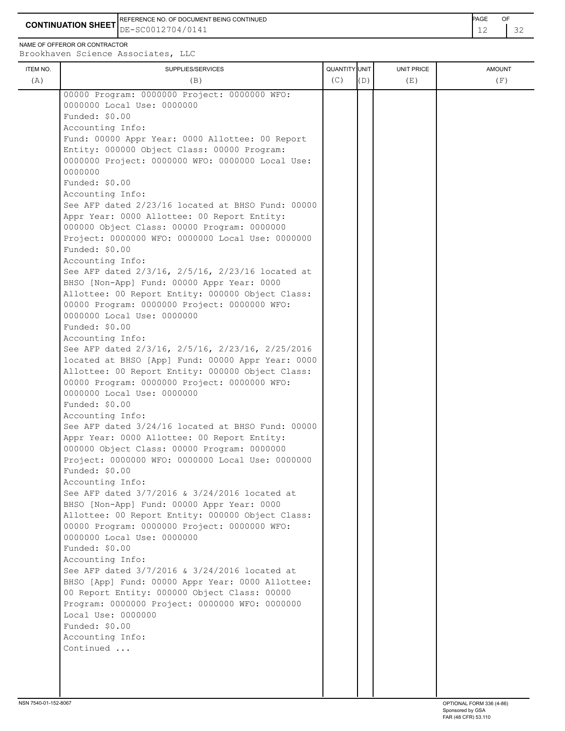**CONTINUATION SHEET**

REFERENCE NO. OF DOCUMENT BEING CONTINUED: DE-SC0012704/0141

NAME OF OFFEROR OR CONTRACTOR: Brookhaven Science Associates, LLC

| ITEM NO. (A) | SUPPLIES/SERVICES (B) | QUANTITY (C) | UNIT (D) | UNIT PRICE (E) | AMOUNT (F) |
|---|---|---|---|---|---|
| | 00000 Program: 0000000 Project: 0000000 WFO: 0000000 Local Use: 0000000<br>Funded: $0.00<br>Accounting Info:<br>Fund: 00000 Appr Year: 0000 Allottee: 00 Report Entity: 000000 Object Class: 00000 Program: 0000000 Project: 0000000 WFO: 0000000 Local Use: 0000000<br>Funded: $0.00<br>Accounting Info:<br>See AFP dated 2/23/16 located at BHSO Fund: 00000 Appr Year: 0000 Allottee: 00 Report Entity: 000000 Object Class: 00000 Program: 0000000 Project: 0000000 WFO: 0000000 Local Use: 0000000<br>Funded: $0.00<br>Accounting Info:<br>See AFP dated 2/3/16, 2/5/16, 2/23/16 located at BHSO [Non-App] Fund: 00000 Appr Year: 0000 Allottee: 00 Report Entity: 000000 Object Class: 00000 Program: 0000000 Project: 0000000 WFO: 0000000 Local Use: 0000000<br>Funded: $0.00<br>Accounting Info:<br>See AFP dated 2/3/16, 2/5/16, 2/23/16, 2/25/2016 located at BHSO [App] Fund: 00000 Appr Year: 0000 Allottee: 00 Report Entity: 000000 Object Class: 00000 Program: 0000000 Project: 0000000 WFO: 0000000 Local Use: 0000000<br>Funded: $0.00<br>Accounting Info:<br>See AFP dated 3/24/16 located at BHSO Fund: 00000 Appr Year: 0000 Allottee: 00 Report Entity: 000000 Object Class: 00000 Program: 0000000 Project: 0000000 WFO: 0000000 Local Use: 0000000<br>Funded: $0.00<br>Accounting Info:<br>See AFP dated 3/7/2016 & 3/24/2016 located at BHSO [Non-App] Fund: 00000 Appr Year: 0000 Allottee: 00 Report Entity: 000000 Object Class: 00000 Program: 0000000 Project: 0000000 WFO: 0000000 Local Use: 0000000<br>Funded: $0.00<br>Accounting Info:<br>See AFP dated 3/7/2016 & 3/24/2016 located at BHSO [App] Fund: 00000 Appr Year: 0000 Allottee: 00 Report Entity: 000000 Object Class: 00000 Program: 0000000 Project: 0000000 WFO: 0000000 Local Use: 0000000<br>Funded: $0.00<br>Accounting Info:<br>Continued ... | | | | |

NSN 7540-01-152-8067

OPTIONAL FORM 336 (4-86)
Sponsored by GSA
FAR (48 CFR) 53.110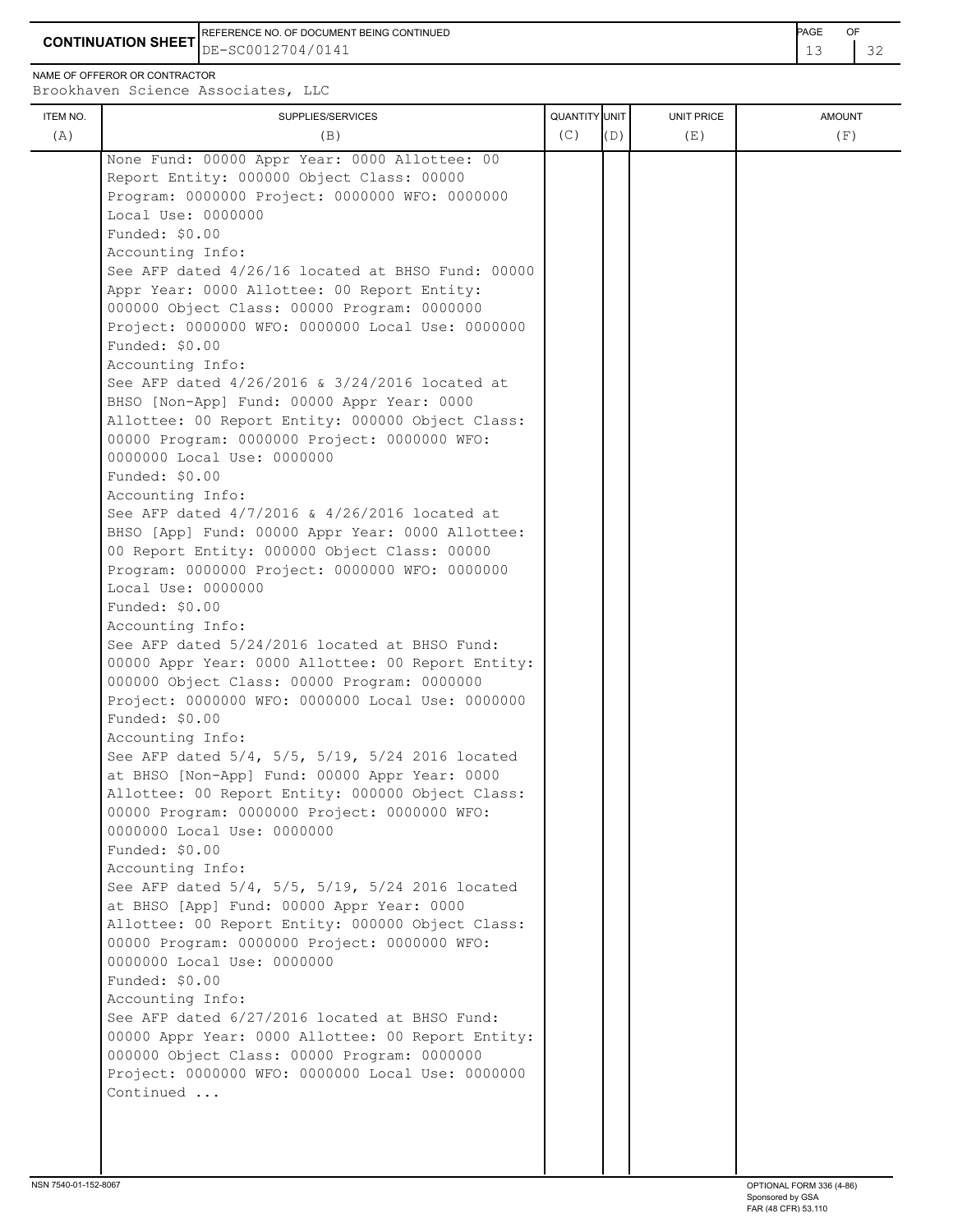**CONTINUATION SHEET**

REFERENCE NO. OF DOCUMENT BEING CONTINUED: DE-SC0012704/0141

NAME OF OFFEROR OR CONTRACTOR: Brookhaven Science Associates, LLC

| ITEM NO. (A) | SUPPLIES/SERVICES (B) | QUANTITY (C) | UNIT (D) | UNIT PRICE (E) | AMOUNT (F) |
|---|---|---|---|---|---|
| | None Fund: 00000 Appr Year: 0000 Allottee: 00 Report Entity: 000000 Object Class: 00000 Program: 0000000 Project: 0000000 WFO: 0000000 Local Use: 0000000<br>Funded: $0.00<br>Accounting Info:<br>See AFP dated 4/26/16 located at BHSO Fund: 00000 Appr Year: 0000 Allottee: 00 Report Entity: 000000 Object Class: 00000 Program: 0000000 Project: 0000000 WFO: 0000000 Local Use: 0000000<br>Funded: $0.00<br>Accounting Info:<br>See AFP dated 4/26/2016 & 3/24/2016 located at BHSO [Non-App] Fund: 00000 Appr Year: 0000 Allottee: 00 Report Entity: 000000 Object Class: 00000 Program: 0000000 Project: 0000000 WFO: 0000000 Local Use: 0000000<br>Funded: $0.00<br>Accounting Info:<br>See AFP dated 4/7/2016 & 4/26/2016 located at BHSO [App] Fund: 00000 Appr Year: 0000 Allottee: 00 Report Entity: 000000 Object Class: 00000 Program: 0000000 Project: 0000000 WFO: 0000000 Local Use: 0000000<br>Funded: $0.00<br>Accounting Info:<br>See AFP dated 5/24/2016 located at BHSO Fund: 00000 Appr Year: 0000 Allottee: 00 Report Entity: 000000 Object Class: 00000 Program: 0000000 Project: 0000000 WFO: 0000000 Local Use: 0000000<br>Funded: $0.00<br>Accounting Info:<br>See AFP dated 5/4, 5/5, 5/19, 5/24 2016 located at BHSO [Non-App] Fund: 00000 Appr Year: 0000 Allottee: 00 Report Entity: 000000 Object Class: 00000 Program: 0000000 Project: 0000000 WFO: 0000000 Local Use: 0000000<br>Funded: $0.00<br>Accounting Info:<br>See AFP dated 5/4, 5/5, 5/19, 5/24 2016 located at BHSO [App] Fund: 00000 Appr Year: 0000 Allottee: 00 Report Entity: 000000 Object Class: 00000 Program: 0000000 Project: 0000000 WFO: 0000000 Local Use: 0000000<br>Funded: $0.00<br>Accounting Info:<br>See AFP dated 6/27/2016 located at BHSO Fund: 00000 Appr Year: 0000 Allottee: 00 Report Entity: 000000 Object Class: 00000 Program: 0000000 Project: 0000000 WFO: 0000000 Local Use: 0000000<br>Continued ... | | | | |

NSN 7540-01-152-8067

OPTIONAL FORM 336 (4-86)
Sponsored by GSA
FAR (48 CFR) 53.110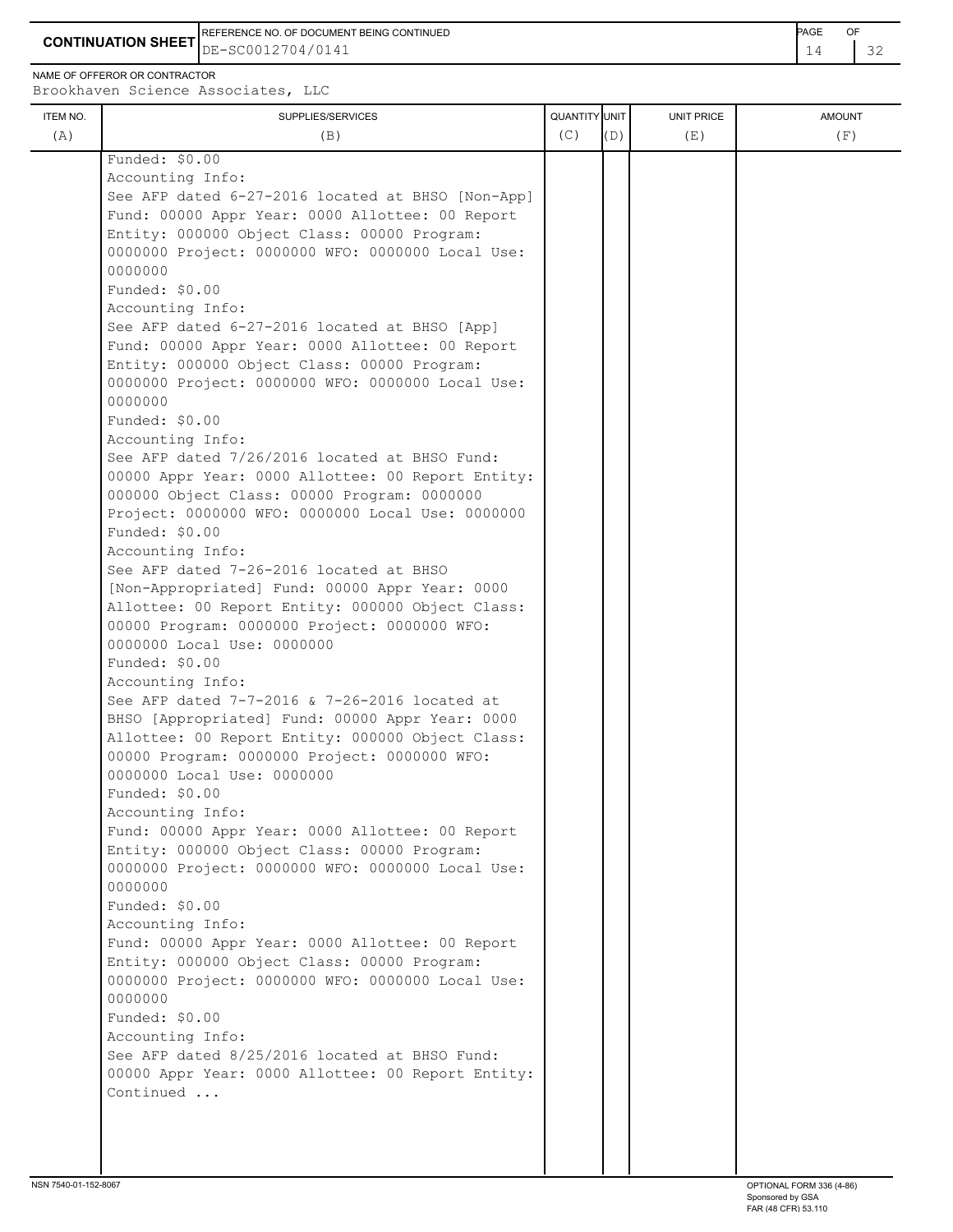**CONTINUATION SHEET**

REFERENCE NO. OF DOCUMENT BEING CONTINUED: DE-SC0012704/0141

NAME OF OFFEROR OR CONTRACTOR: Brookhaven Science Associates, LLC

| ITEM NO. (A) | SUPPLIES/SERVICES (B) | QUANTITY (C) | UNIT (D) | UNIT PRICE (E) | AMOUNT (F) |
|---|---|---|---|---|---|
| | Funded: $0.00<br>Accounting Info:<br>See AFP dated 6-27-2016 located at BHSO [Non-App] Fund: 00000 Appr Year: 0000 Allottee: 00 Report Entity: 000000 Object Class: 00000 Program: 0000000 Project: 0000000 WFO: 0000000 Local Use: 0000000<br>Funded: $0.00<br>Accounting Info:<br>See AFP dated 6-27-2016 located at BHSO [App] Fund: 00000 Appr Year: 0000 Allottee: 00 Report Entity: 000000 Object Class: 00000 Program: 0000000 Project: 0000000 WFO: 0000000 Local Use: 0000000<br>Funded: $0.00<br>Accounting Info:<br>See AFP dated 7/26/2016 located at BHSO Fund: 00000 Appr Year: 0000 Allottee: 00 Report Entity: 000000 Object Class: 00000 Program: 0000000 Project: 0000000 WFO: 0000000 Local Use: 0000000<br>Funded: $0.00<br>Accounting Info:<br>See AFP dated 7-26-2016 located at BHSO [Non-Appropriated] Fund: 00000 Appr Year: 0000 Allottee: 00 Report Entity: 000000 Object Class: 00000 Program: 0000000 Project: 0000000 WFO: 0000000 Local Use: 0000000<br>Funded: $0.00<br>Accounting Info:<br>See AFP dated 7-7-2016 & 7-26-2016 located at BHSO [Appropriated] Fund: 00000 Appr Year: 0000 Allottee: 00 Report Entity: 000000 Object Class: 00000 Program: 0000000 Project: 0000000 WFO: 0000000 Local Use: 0000000<br>Funded: $0.00<br>Accounting Info:<br>Fund: 00000 Appr Year: 0000 Allottee: 00 Report Entity: 000000 Object Class: 00000 Program: 0000000 Project: 0000000 WFO: 0000000 Local Use: 0000000<br>Funded: $0.00<br>Accounting Info:<br>Fund: 00000 Appr Year: 0000 Allottee: 00 Report Entity: 000000 Object Class: 00000 Program: 0000000 Project: 0000000 WFO: 0000000 Local Use: 0000000<br>Funded: $0.00<br>Accounting Info:<br>See AFP dated 8/25/2016 located at BHSO Fund: 00000 Appr Year: 0000 Allottee: 00 Report Entity:<br>Continued ... | | | | |

NSN 7540-01-152-8067

OPTIONAL FORM 336 (4-86)
Sponsored by GSA
FAR (48 CFR) 53.110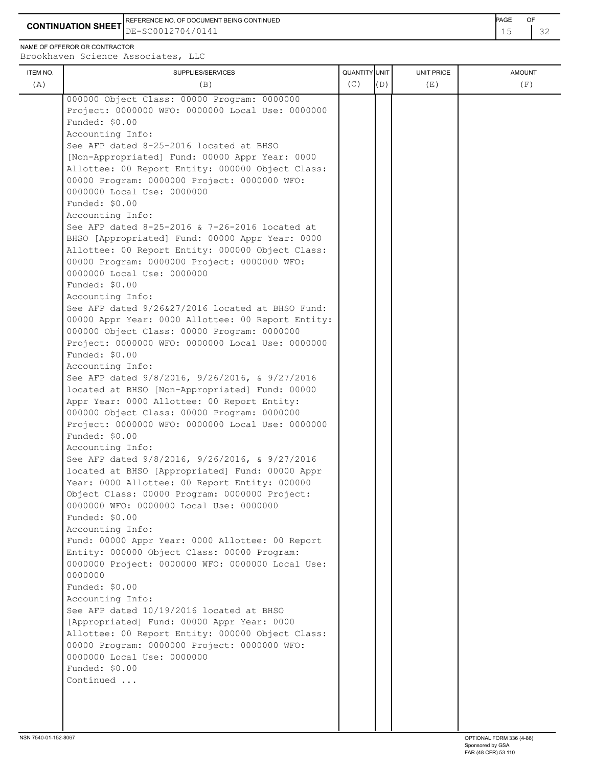**CONTINUATION SHEET**

REFERENCE NO. OF DOCUMENT BEING CONTINUED: DE-SC0012704/0141

NAME OF OFFEROR OR CONTRACTOR: Brookhaven Science Associates, LLC

| ITEM NO. (A) | SUPPLIES/SERVICES (B) | QUANTITY (C) | UNIT (D) | UNIT PRICE (E) | AMOUNT (F) |
|---|---|---|---|---|---|
| | 000000 Object Class: 00000 Program: 0000000 Project: 0000000 WFO: 0000000 Local Use: 0000000<br>Funded: $0.00<br>Accounting Info:<br>See AFP dated 8-25-2016 located at BHSO [Non-Appropriated] Fund: 00000 Appr Year: 0000 Allottee: 00 Report Entity: 000000 Object Class: 00000 Program: 0000000 Project: 0000000 WFO: 0000000 Local Use: 0000000<br>Funded: $0.00<br>Accounting Info:<br>See AFP dated 8-25-2016 & 7-26-2016 located at BHSO [Appropriated] Fund: 00000 Appr Year: 0000 Allottee: 00 Report Entity: 000000 Object Class: 00000 Program: 0000000 Project: 0000000 WFO: 0000000 Local Use: 0000000<br>Funded: $0.00<br>Accounting Info:<br>See AFP dated 9/26&27/2016 located at BHSO Fund: 00000 Appr Year: 0000 Allottee: 00 Report Entity: 000000 Object Class: 00000 Program: 0000000 Project: 0000000 WFO: 0000000 Local Use: 0000000<br>Funded: $0.00<br>Accounting Info:<br>See AFP dated 9/8/2016, 9/26/2016, & 9/27/2016 located at BHSO [Non-Appropriated] Fund: 00000 Appr Year: 0000 Allottee: 00 Report Entity: 000000 Object Class: 00000 Program: 0000000 Project: 0000000 WFO: 0000000 Local Use: 0000000<br>Funded: $0.00<br>Accounting Info:<br>See AFP dated 9/8/2016, 9/26/2016, & 9/27/2016 located at BHSO [Appropriated] Fund: 00000 Appr Year: 0000 Allottee: 00 Report Entity: 000000 Object Class: 00000 Program: 0000000 Project: 0000000 WFO: 0000000 Local Use: 0000000<br>Funded: $0.00<br>Accounting Info:<br>Fund: 00000 Appr Year: 0000 Allottee: 00 Report Entity: 000000 Object Class: 00000 Program: 0000000 Project: 0000000 WFO: 0000000 Local Use: 0000000<br>Funded: $0.00<br>Accounting Info:<br>See AFP dated 10/19/2016 located at BHSO [Appropriated] Fund: 00000 Appr Year: 0000 Allottee: 00 Report Entity: 000000 Object Class: 00000 Program: 0000000 Project: 0000000 WFO: 0000000 Local Use: 0000000<br>Funded: $0.00<br>Continued ... | | | | |

NSN 7540-01-152-8067

OPTIONAL FORM 336 (4-86)
Sponsored by GSA
FAR (48 CFR) 53.110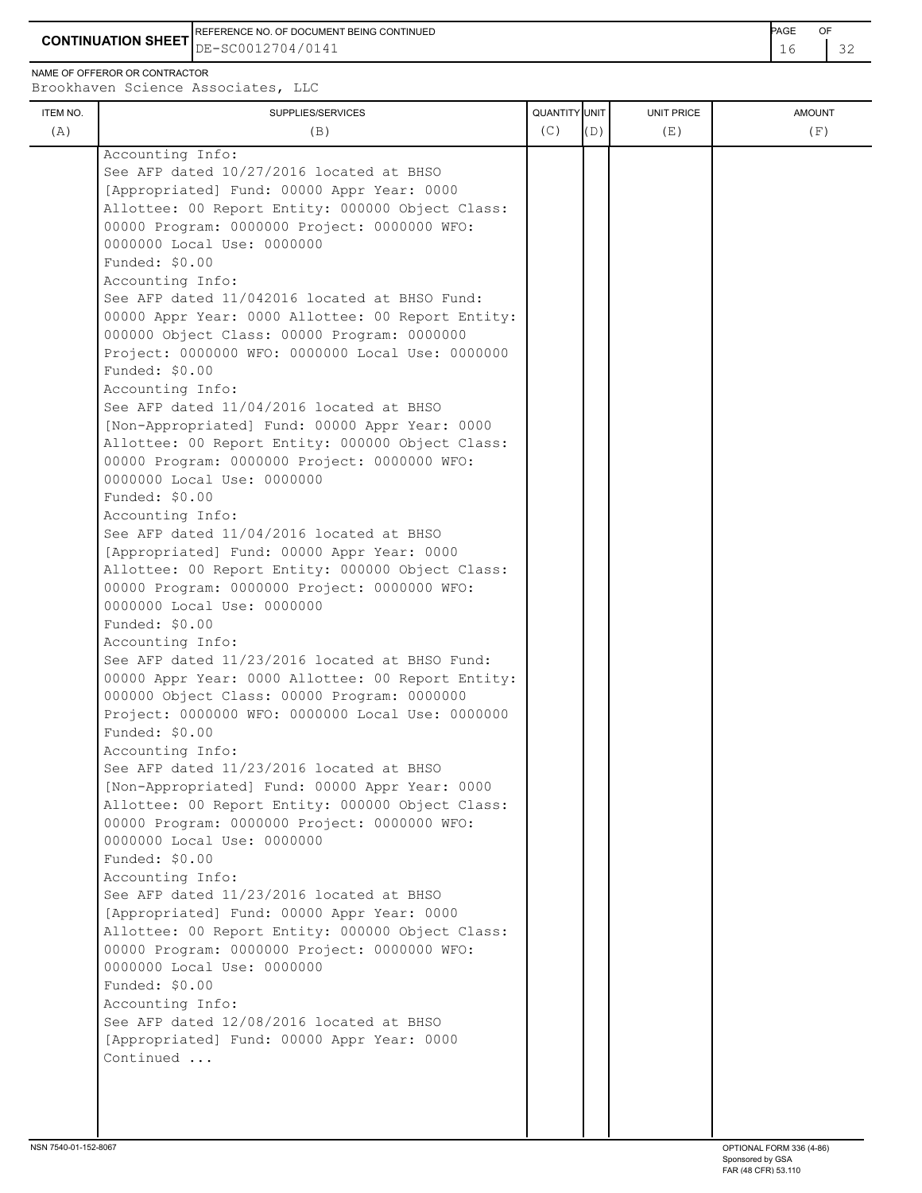**CONTINUATION SHEET**

REFERENCE NO. OF DOCUMENT BEING CONTINUED
DE-SC0012704/0141

NAME OF OFFEROR OR CONTRACTOR
Brookhaven Science Associates, LLC

| ITEM NO. (A) | SUPPLIES/SERVICES (B) | QUANTITY (C) | UNIT (D) | UNIT PRICE (E) | AMOUNT (F) |
|---|---|---|---|---|---|
| | Accounting Info:<br>See AFP dated 10/27/2016 located at BHSO [Appropriated] Fund: 00000 Appr Year: 0000 Allottee: 00 Report Entity: 000000 Object Class: 00000 Program: 0000000 Project: 0000000 WFO: 0000000 Local Use: 0000000<br>Funded: $0.00<br>Accounting Info:<br>See AFP dated 11/042016 located at BHSO Fund: 00000 Appr Year: 0000 Allottee: 00 Report Entity: 000000 Object Class: 00000 Program: 0000000 Project: 0000000 WFO: 0000000 Local Use: 0000000<br>Funded: $0.00<br>Accounting Info:<br>See AFP dated 11/04/2016 located at BHSO [Non-Appropriated] Fund: 00000 Appr Year: 0000 Allottee: 00 Report Entity: 000000 Object Class: 00000 Program: 0000000 Project: 0000000 WFO: 0000000 Local Use: 0000000<br>Funded: $0.00<br>Accounting Info:<br>See AFP dated 11/04/2016 located at BHSO [Appropriated] Fund: 00000 Appr Year: 0000 Allottee: 00 Report Entity: 000000 Object Class: 00000 Program: 0000000 Project: 0000000 WFO: 0000000 Local Use: 0000000<br>Funded: $0.00<br>Accounting Info:<br>See AFP dated 11/23/2016 located at BHSO Fund: 00000 Appr Year: 0000 Allottee: 00 Report Entity: 000000 Object Class: 00000 Program: 0000000 Project: 0000000 WFO: 0000000 Local Use: 0000000<br>Funded: $0.00<br>Accounting Info:<br>See AFP dated 11/23/2016 located at BHSO [Non-Appropriated] Fund: 00000 Appr Year: 0000 Allottee: 00 Report Entity: 000000 Object Class: 00000 Program: 0000000 Project: 0000000 WFO: 0000000 Local Use: 0000000<br>Funded: $0.00<br>Accounting Info:<br>See AFP dated 11/23/2016 located at BHSO [Appropriated] Fund: 00000 Appr Year: 0000 Allottee: 00 Report Entity: 000000 Object Class: 00000 Program: 0000000 Project: 0000000 WFO: 0000000 Local Use: 0000000<br>Funded: $0.00<br>Accounting Info:<br>See AFP dated 12/08/2016 located at BHSO [Appropriated] Fund: 00000 Appr Year: 0000<br>Continued ... | | | | |

NSN 7540-01-152-8067

OPTIONAL FORM 336 (4-86)
Sponsored by GSA
FAR (48 CFR) 53.110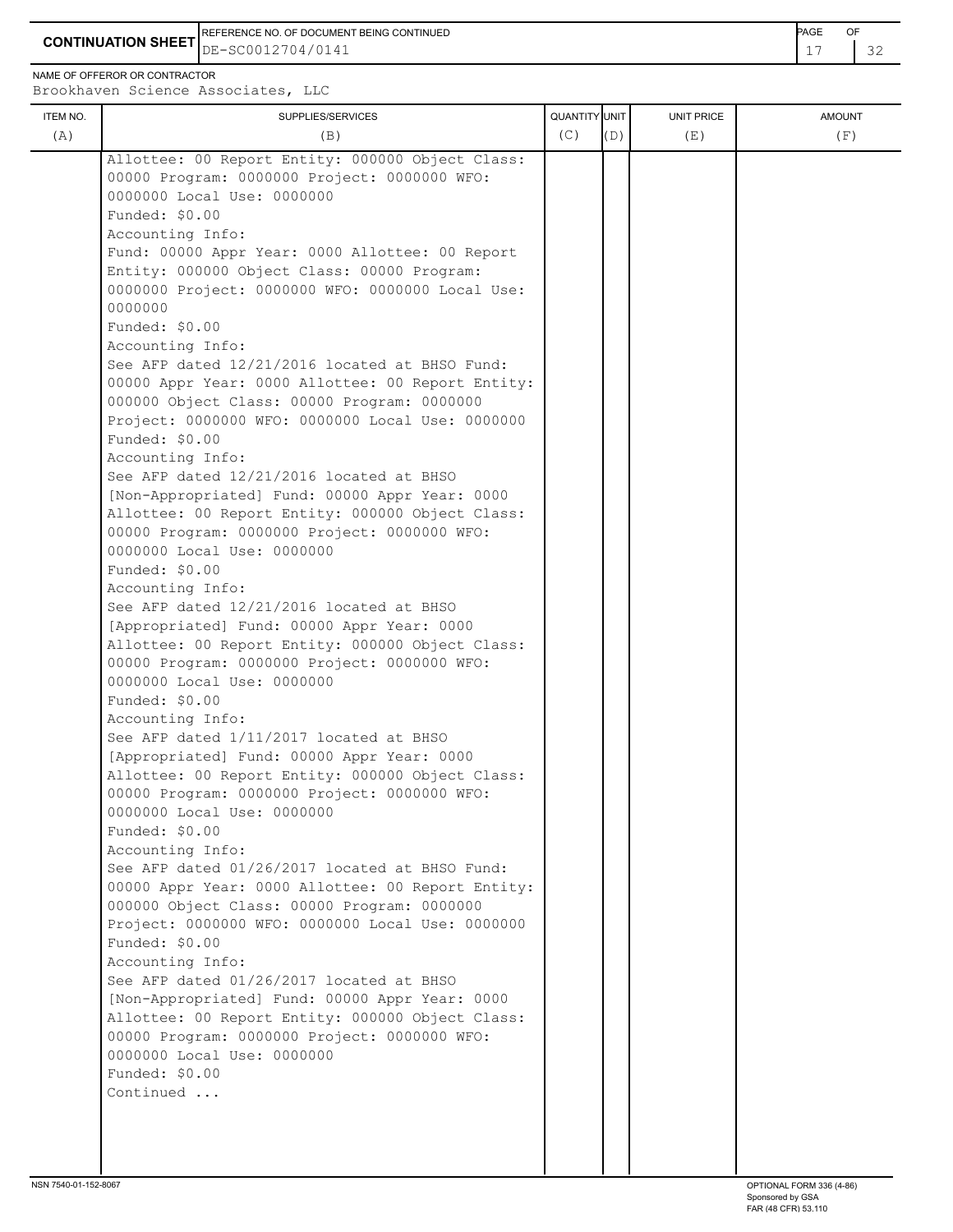**CONTINUATION SHEET**

REFERENCE NO. OF DOCUMENT BEING CONTINUED
DE-SC0012704/0141

NAME OF OFFEROR OR CONTRACTOR
Brookhaven Science Associates, LLC

| ITEM NO. (A) | SUPPLIES/SERVICES (B) | QUANTITY (C) | UNIT (D) | UNIT PRICE (E) | AMOUNT (F) |
|---|---|---|---|---|---|
| | Allottee: 00 Report Entity: 000000 Object Class: 00000 Program: 0000000 Project: 0000000 WFO: 0000000 Local Use: 0000000<br>Funded: $0.00<br>Accounting Info:<br>Fund: 00000 Appr Year: 0000 Allottee: 00 Report Entity: 000000 Object Class: 00000 Program: 0000000 Project: 0000000 WFO: 0000000 Local Use: 0000000<br>Funded: $0.00<br>Accounting Info:<br>See AFP dated 12/21/2016 located at BHSO Fund: 00000 Appr Year: 0000 Allottee: 00 Report Entity: 000000 Object Class: 00000 Program: 0000000 Project: 0000000 WFO: 0000000 Local Use: 0000000<br>Funded: $0.00<br>Accounting Info:<br>See AFP dated 12/21/2016 located at BHSO [Non-Appropriated] Fund: 00000 Appr Year: 0000 Allottee: 00 Report Entity: 000000 Object Class: 00000 Program: 0000000 Project: 0000000 WFO: 0000000 Local Use: 0000000<br>Funded: $0.00<br>Accounting Info:<br>See AFP dated 12/21/2016 located at BHSO [Appropriated] Fund: 00000 Appr Year: 0000 Allottee: 00 Report Entity: 000000 Object Class: 00000 Program: 0000000 Project: 0000000 WFO: 0000000 Local Use: 0000000<br>Funded: $0.00<br>Accounting Info:<br>See AFP dated 1/11/2017 located at BHSO [Appropriated] Fund: 00000 Appr Year: 0000 Allottee: 00 Report Entity: 000000 Object Class: 00000 Program: 0000000 Project: 0000000 WFO: 0000000 Local Use: 0000000<br>Funded: $0.00<br>Accounting Info:<br>See AFP dated 01/26/2017 located at BHSO Fund: 00000 Appr Year: 0000 Allottee: 00 Report Entity: 000000 Object Class: 00000 Program: 0000000 Project: 0000000 WFO: 0000000 Local Use: 0000000<br>Funded: $0.00<br>Accounting Info:<br>See AFP dated 01/26/2017 located at BHSO [Non-Appropriated] Fund: 00000 Appr Year: 0000 Allottee: 00 Report Entity: 000000 Object Class: 00000 Program: 0000000 Project: 0000000 WFO: 0000000 Local Use: 0000000<br>Funded: $0.00<br>Continued ... | | | | |

NSN 7540-01-152-8067

OPTIONAL FORM 336 (4-86)
Sponsored by GSA
FAR (48 CFR) 53.110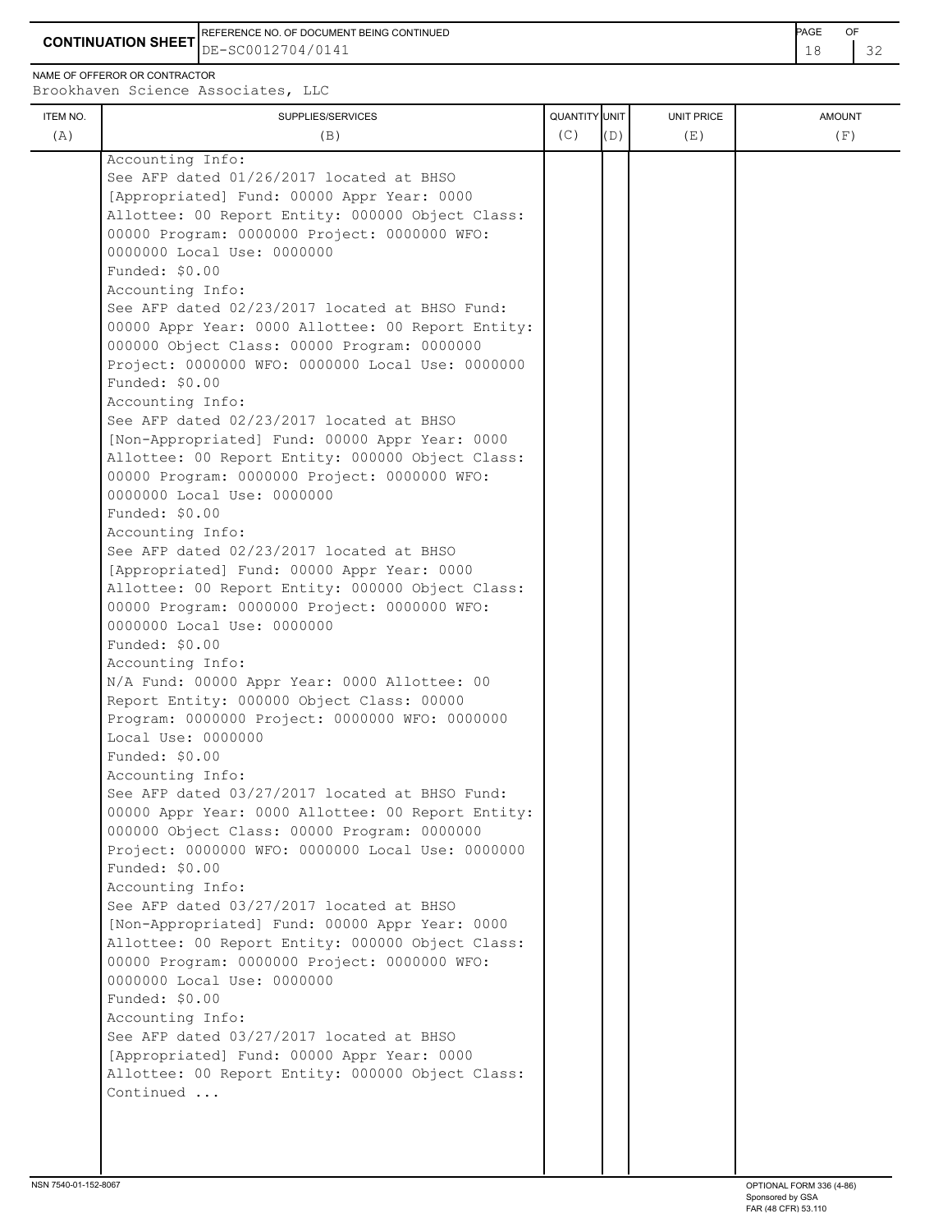**CONTINUATION SHEET**

REFERENCE NO. OF DOCUMENT BEING CONTINUED: DE-SC0012704/0141

NAME OF OFFEROR OR CONTRACTOR: Brookhaven Science Associates, LLC

| ITEM NO. (A) | SUPPLIES/SERVICES (B) | QUANTITY (C) | UNIT (D) | UNIT PRICE (E) | AMOUNT (F) |
|---|---|---|---|---|---|
| | Accounting Info:<br>See AFP dated 01/26/2017 located at BHSO [Appropriated] Fund: 00000 Appr Year: 0000 Allottee: 00 Report Entity: 000000 Object Class: 00000 Program: 0000000 Project: 0000000 WFO: 0000000 Local Use: 0000000<br>Funded: $0.00<br>Accounting Info:<br>See AFP dated 02/23/2017 located at BHSO Fund: 00000 Appr Year: 0000 Allottee: 00 Report Entity: 000000 Object Class: 00000 Program: 0000000 Project: 0000000 WFO: 0000000 Local Use: 0000000<br>Funded: $0.00<br>Accounting Info:<br>See AFP dated 02/23/2017 located at BHSO [Non-Appropriated] Fund: 00000 Appr Year: 0000 Allottee: 00 Report Entity: 000000 Object Class: 00000 Program: 0000000 Project: 0000000 WFO: 0000000 Local Use: 0000000<br>Funded: $0.00<br>Accounting Info:<br>See AFP dated 02/23/2017 located at BHSO [Appropriated] Fund: 00000 Appr Year: 0000 Allottee: 00 Report Entity: 000000 Object Class: 00000 Program: 0000000 Project: 0000000 WFO: 0000000 Local Use: 0000000<br>Funded: $0.00<br>Accounting Info:<br>N/A Fund: 00000 Appr Year: 0000 Allottee: 00 Report Entity: 000000 Object Class: 00000 Program: 0000000 Project: 0000000 WFO: 0000000 Local Use: 0000000<br>Funded: $0.00<br>Accounting Info:<br>See AFP dated 03/27/2017 located at BHSO Fund: 00000 Appr Year: 0000 Allottee: 00 Report Entity: 000000 Object Class: 00000 Program: 0000000 Project: 0000000 WFO: 0000000 Local Use: 0000000<br>Funded: $0.00<br>Accounting Info:<br>See AFP dated 03/27/2017 located at BHSO [Non-Appropriated] Fund: 00000 Appr Year: 0000 Allottee: 00 Report Entity: 000000 Object Class: 00000 Program: 0000000 Project: 0000000 WFO: 0000000 Local Use: 0000000<br>Funded: $0.00<br>Accounting Info:<br>See AFP dated 03/27/2017 located at BHSO [Appropriated] Fund: 00000 Appr Year: 0000 Allottee: 00 Report Entity: 000000 Object Class:<br>Continued ... | | | | |

NSN 7540-01-152-8067

OPTIONAL FORM 336 (4-86)
Sponsored by GSA
FAR (48 CFR) 53.110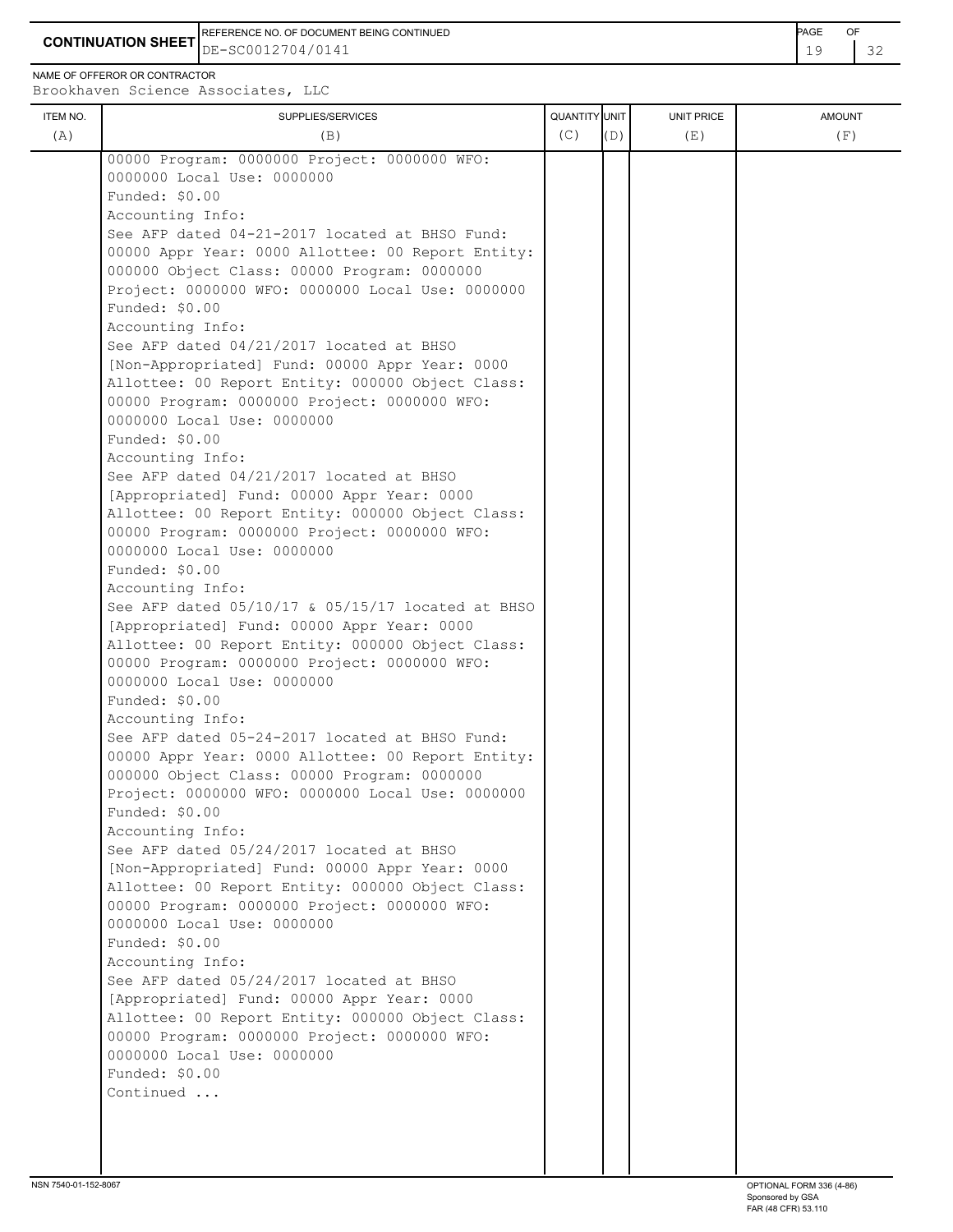**CONTINUATION SHEET**

REFERENCE NO. OF DOCUMENT BEING CONTINUED: DE-SC0012704/0141

NAME OF OFFEROR OR CONTRACTOR: Brookhaven Science Associates, LLC

| ITEM NO. (A) | SUPPLIES/SERVICES (B) | QUANTITY (C) | UNIT (D) | UNIT PRICE (E) | AMOUNT (F) |
|---|---|---|---|---|---|
| | 00000 Program: 0000000 Project: 0000000 WFO: 0000000 Local Use: 0000000<br>Funded: $0.00<br>Accounting Info:<br>See AFP dated 04-21-2017 located at BHSO Fund: 00000 Appr Year: 0000 Allottee: 00 Report Entity: 000000 Object Class: 00000 Program: 0000000 Project: 0000000 WFO: 0000000 Local Use: 0000000<br>Funded: $0.00<br>Accounting Info:<br>See AFP dated 04/21/2017 located at BHSO [Non-Appropriated] Fund: 00000 Appr Year: 0000 Allottee: 00 Report Entity: 000000 Object Class: 00000 Program: 0000000 Project: 0000000 WFO: 0000000 Local Use: 0000000<br>Funded: $0.00<br>Accounting Info:<br>See AFP dated 04/21/2017 located at BHSO [Appropriated] Fund: 00000 Appr Year: 0000 Allottee: 00 Report Entity: 000000 Object Class: 00000 Program: 0000000 Project: 0000000 WFO: 0000000 Local Use: 0000000<br>Funded: $0.00<br>Accounting Info:<br>See AFP dated 05/10/17 & 05/15/17 located at BHSO [Appropriated] Fund: 00000 Appr Year: 0000 Allottee: 00 Report Entity: 000000 Object Class: 00000 Program: 0000000 Project: 0000000 WFO: 0000000 Local Use: 0000000<br>Funded: $0.00<br>Accounting Info:<br>See AFP dated 05-24-2017 located at BHSO Fund: 00000 Appr Year: 0000 Allottee: 00 Report Entity: 000000 Object Class: 00000 Program: 0000000 Project: 0000000 WFO: 0000000 Local Use: 0000000<br>Funded: $0.00<br>Accounting Info:<br>See AFP dated 05/24/2017 located at BHSO [Non-Appropriated] Fund: 00000 Appr Year: 0000 Allottee: 00 Report Entity: 000000 Object Class: 00000 Program: 0000000 Project: 0000000 WFO: 0000000 Local Use: 0000000<br>Funded: $0.00<br>Accounting Info:<br>See AFP dated 05/24/2017 located at BHSO [Appropriated] Fund: 00000 Appr Year: 0000 Allottee: 00 Report Entity: 000000 Object Class: 00000 Program: 0000000 Project: 0000000 WFO: 0000000 Local Use: 0000000<br>Funded: $0.00<br>Continued ... | | | | |

NSN 7540-01-152-8067

OPTIONAL FORM 336 (4-86)
Sponsored by GSA
FAR (48 CFR) 53.110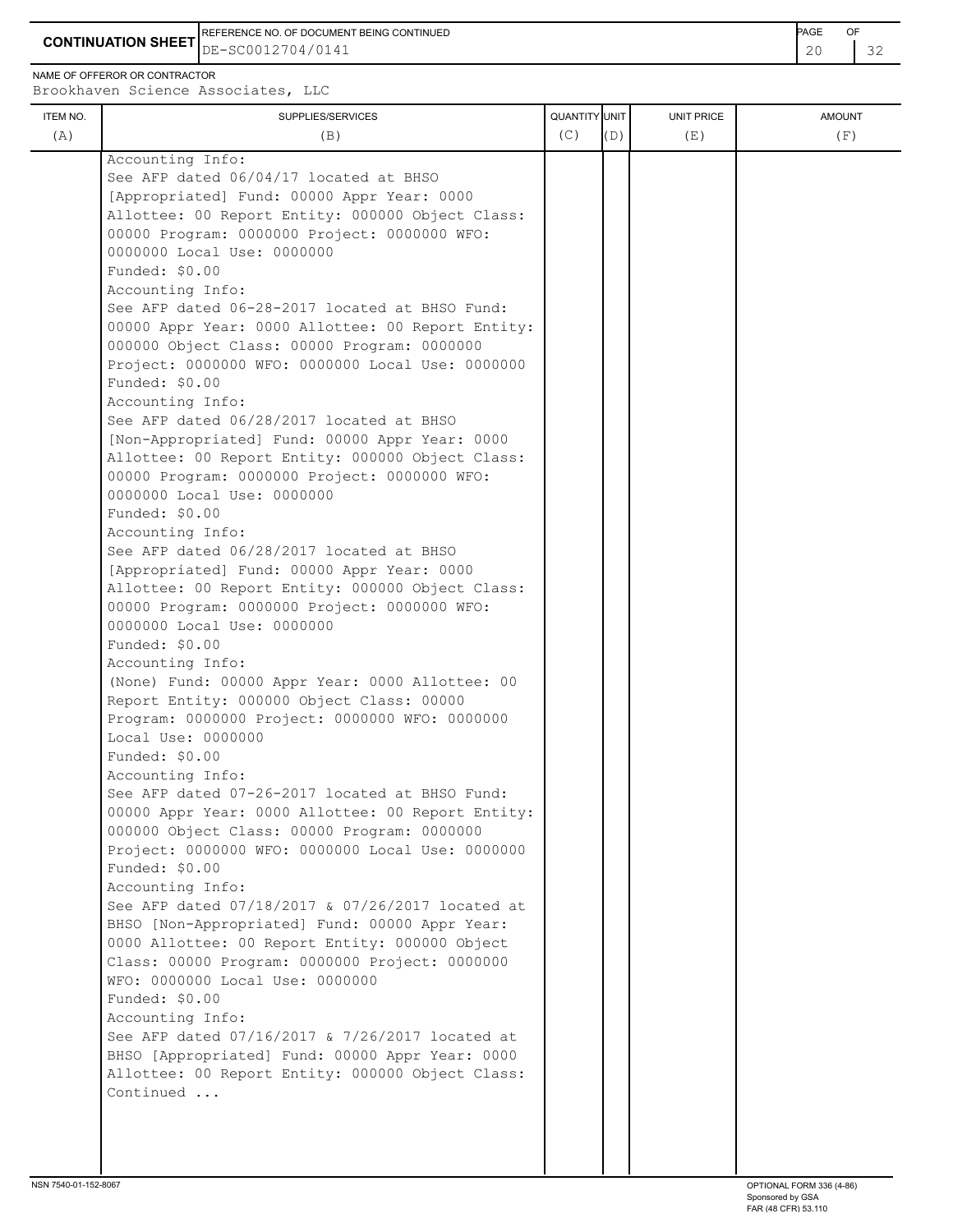**CONTINUATION SHEET**

REFERENCE NO. OF DOCUMENT BEING CONTINUED: DE-SC0012704/0141

NAME OF OFFEROR OR CONTRACTOR: Brookhaven Science Associates, LLC

| ITEM NO. (A) | SUPPLIES/SERVICES (B) | QUANTITY (C) | UNIT (D) | UNIT PRICE (E) | AMOUNT (F) |
|---|---|---|---|---|---|
| | Accounting Info:<br>See AFP dated 06/04/17 located at BHSO [Appropriated] Fund: 00000 Appr Year: 0000 Allottee: 00 Report Entity: 000000 Object Class: 00000 Program: 0000000 Project: 0000000 WFO: 0000000 Local Use: 0000000<br>Funded: $0.00<br>Accounting Info:<br>See AFP dated 06-28-2017 located at BHSO Fund: 00000 Appr Year: 0000 Allottee: 00 Report Entity: 000000 Object Class: 00000 Program: 0000000 Project: 0000000 WFO: 0000000 Local Use: 0000000<br>Funded: $0.00<br>Accounting Info:<br>See AFP dated 06/28/2017 located at BHSO [Non-Appropriated] Fund: 00000 Appr Year: 0000 Allottee: 00 Report Entity: 000000 Object Class: 00000 Program: 0000000 Project: 0000000 WFO: 0000000 Local Use: 0000000<br>Funded: $0.00<br>Accounting Info:<br>See AFP dated 06/28/2017 located at BHSO [Appropriated] Fund: 00000 Appr Year: 0000 Allottee: 00 Report Entity: 000000 Object Class: 00000 Program: 0000000 Project: 0000000 WFO: 0000000 Local Use: 0000000<br>Funded: $0.00<br>Accounting Info:<br>(None) Fund: 00000 Appr Year: 0000 Allottee: 00 Report Entity: 000000 Object Class: 00000 Program: 0000000 Project: 0000000 WFO: 0000000 Local Use: 0000000<br>Funded: $0.00<br>Accounting Info:<br>See AFP dated 07-26-2017 located at BHSO Fund: 00000 Appr Year: 0000 Allottee: 00 Report Entity: 000000 Object Class: 00000 Program: 0000000 Project: 0000000 WFO: 0000000 Local Use: 0000000<br>Funded: $0.00<br>Accounting Info:<br>See AFP dated 07/18/2017 & 07/26/2017 located at BHSO [Non-Appropriated] Fund: 00000 Appr Year: 0000 Allottee: 00 Report Entity: 000000 Object Class: 00000 Program: 0000000 Project: 0000000 WFO: 0000000 Local Use: 0000000<br>Funded: $0.00<br>Accounting Info:<br>See AFP dated 07/16/2017 & 7/26/2017 located at BHSO [Appropriated] Fund: 00000 Appr Year: 0000 Allottee: 00 Report Entity: 000000 Object Class:<br>Continued ... | | | | |

NSN 7540-01-152-8067

OPTIONAL FORM 336 (4-86)
Sponsored by GSA
FAR (48 CFR) 53.110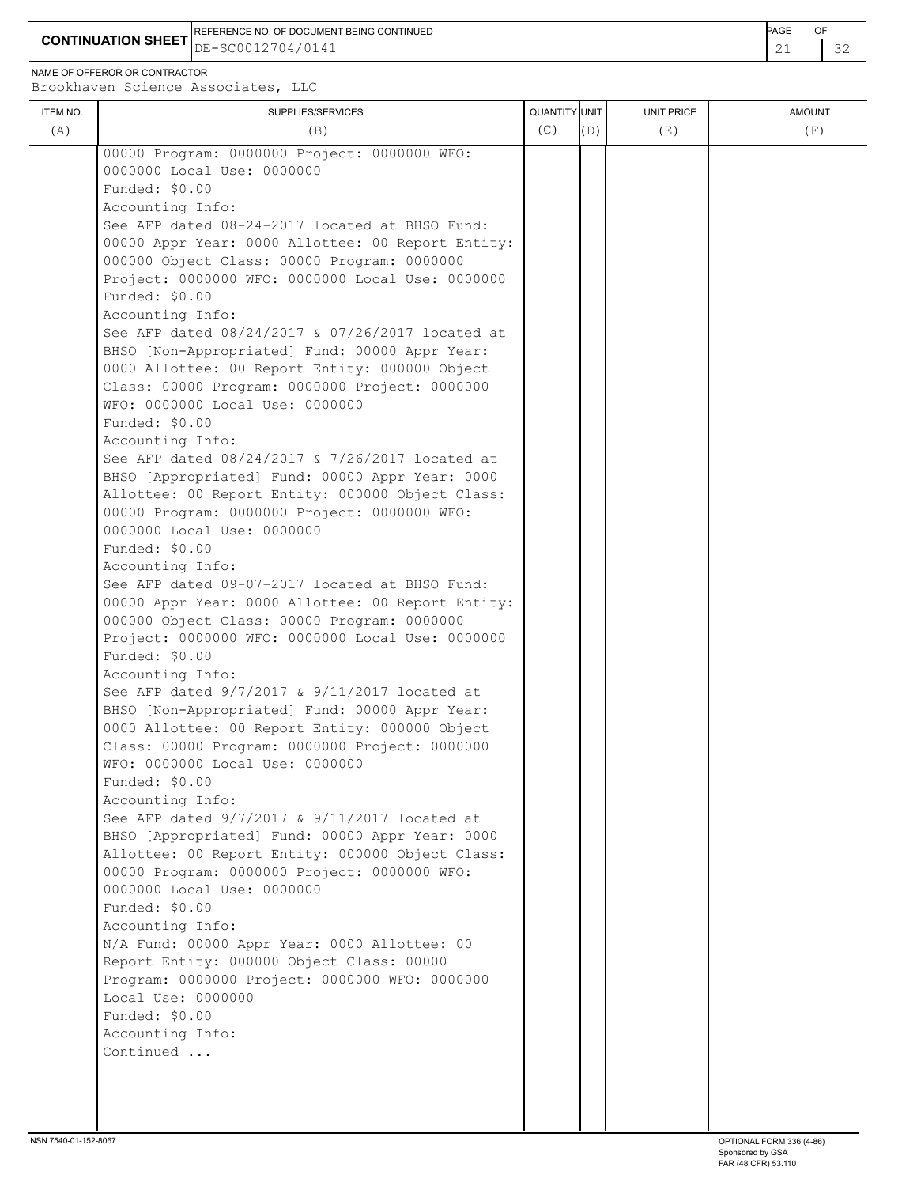**CONTINUATION SHEET**

REFERENCE NO. OF DOCUMENT BEING CONTINUED
DE-SC0012704/0141

NAME OF OFFEROR OR CONTRACTOR
Brookhaven Science Associates, LLC

| ITEM NO. (A) | SUPPLIES/SERVICES (B) | QUANTITY (C) | UNIT (D) | UNIT PRICE (E) | AMOUNT (F) |
|---|---|---|---|---|---|
| | 00000 Program: 0000000 Project: 0000000 WFO: 0000000 Local Use: 0000000<br>Funded: $0.00<br>Accounting Info:<br>See AFP dated 08-24-2017 located at BHSO Fund: 00000 Appr Year: 0000 Allottee: 00 Report Entity: 000000 Object Class: 00000 Program: 0000000 Project: 0000000 WFO: 0000000 Local Use: 0000000<br>Funded: $0.00<br>Accounting Info:<br>See AFP dated 08/24/2017 & 07/26/2017 located at BHSO [Non-Appropriated] Fund: 00000 Appr Year: 0000 Allottee: 00 Report Entity: 000000 Object Class: 00000 Program: 0000000 Project: 0000000 WFO: 0000000 Local Use: 0000000<br>Funded: $0.00<br>Accounting Info:<br>See AFP dated 08/24/2017 & 7/26/2017 located at BHSO [Appropriated] Fund: 00000 Appr Year: 0000 Allottee: 00 Report Entity: 000000 Object Class: 00000 Program: 0000000 Project: 0000000 WFO: 0000000 Local Use: 0000000<br>Funded: $0.00<br>Accounting Info:<br>See AFP dated 09-07-2017 located at BHSO Fund: 00000 Appr Year: 0000 Allottee: 00 Report Entity: 000000 Object Class: 00000 Program: 0000000 Project: 0000000 WFO: 0000000 Local Use: 0000000<br>Funded: $0.00<br>Accounting Info:<br>See AFP dated 9/7/2017 & 9/11/2017 located at BHSO [Non-Appropriated] Fund: 00000 Appr Year: 0000 Allottee: 00 Report Entity: 000000 Object Class: 00000 Program: 0000000 Project: 0000000 WFO: 0000000 Local Use: 0000000<br>Funded: $0.00<br>Accounting Info:<br>See AFP dated 9/7/2017 & 9/11/2017 located at BHSO [Appropriated] Fund: 00000 Appr Year: 0000 Allottee: 00 Report Entity: 000000 Object Class: 00000 Program: 0000000 Project: 0000000 WFO: 0000000 Local Use: 0000000<br>Funded: $0.00<br>Accounting Info:<br>N/A Fund: 00000 Appr Year: 0000 Allottee: 00 Report Entity: 000000 Object Class: 00000 Program: 0000000 Project: 0000000 WFO: 0000000 Local Use: 0000000<br>Funded: $0.00<br>Accounting Info:<br>Continued ... | | | | |

NSN 7540-01-152-8067

OPTIONAL FORM 336 (4-86)
Sponsored by GSA
FAR (48 CFR) 53.110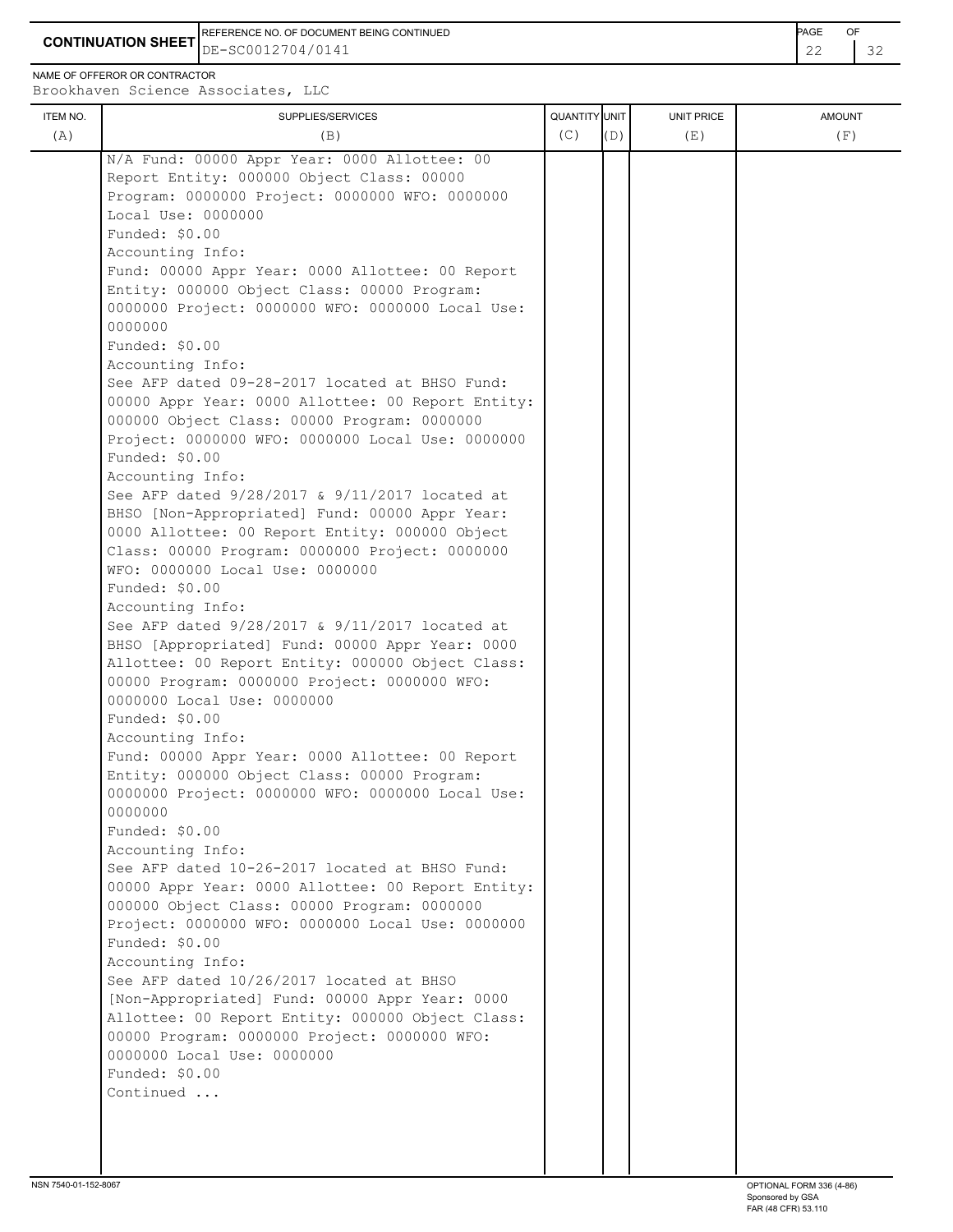**CONTINUATION SHEET**

REFERENCE NO. OF DOCUMENT BEING CONTINUED
DE-SC0012704/0141

NAME OF OFFEROR OR CONTRACTOR
Brookhaven Science Associates, LLC

| ITEM NO. (A) | SUPPLIES/SERVICES (B) | QUANTITY (C) | UNIT (D) | UNIT PRICE (E) | AMOUNT (F) |
|---|---|---|---|---|---|
| | N/A Fund: 00000 Appr Year: 0000 Allottee: 00 Report Entity: 000000 Object Class: 00000 Program: 0000000 Project: 0000000 WFO: 0000000 Local Use: 0000000<br>Funded: $0.00<br>Accounting Info:<br>Fund: 00000 Appr Year: 0000 Allottee: 00 Report Entity: 000000 Object Class: 00000 Program: 0000000 Project: 0000000 WFO: 0000000 Local Use: 0000000<br>Funded: $0.00<br>Accounting Info:<br>See AFP dated 09-28-2017 located at BHSO Fund: 00000 Appr Year: 0000 Allottee: 00 Report Entity: 000000 Object Class: 00000 Program: 0000000 Project: 0000000 WFO: 0000000 Local Use: 0000000<br>Funded: $0.00<br>Accounting Info:<br>See AFP dated 9/28/2017 & 9/11/2017 located at BHSO [Non-Appropriated] Fund: 00000 Appr Year: 0000 Allottee: 00 Report Entity: 000000 Object Class: 00000 Program: 0000000 Project: 0000000 WFO: 0000000 Local Use: 0000000<br>Funded: $0.00<br>Accounting Info:<br>See AFP dated 9/28/2017 & 9/11/2017 located at BHSO [Appropriated] Fund: 00000 Appr Year: 0000 Allottee: 00 Report Entity: 000000 Object Class: 00000 Program: 0000000 Project: 0000000 WFO: 0000000 Local Use: 0000000<br>Funded: $0.00<br>Accounting Info:<br>Fund: 00000 Appr Year: 0000 Allottee: 00 Report Entity: 000000 Object Class: 00000 Program: 0000000 Project: 0000000 WFO: 0000000 Local Use: 0000000<br>Funded: $0.00<br>Accounting Info:<br>See AFP dated 10-26-2017 located at BHSO Fund: 00000 Appr Year: 0000 Allottee: 00 Report Entity: 000000 Object Class: 00000 Program: 0000000 Project: 0000000 WFO: 0000000 Local Use: 0000000<br>Funded: $0.00<br>Accounting Info:<br>See AFP dated 10/26/2017 located at BHSO [Non-Appropriated] Fund: 00000 Appr Year: 0000 Allottee: 00 Report Entity: 000000 Object Class: 00000 Program: 0000000 Project: 0000000 WFO: 0000000 Local Use: 0000000<br>Funded: $0.00<br>Continued ... | | | | |

NSN 7540-01-152-8067

OPTIONAL FORM 336 (4-86)
Sponsored by GSA
FAR (48 CFR) 53.110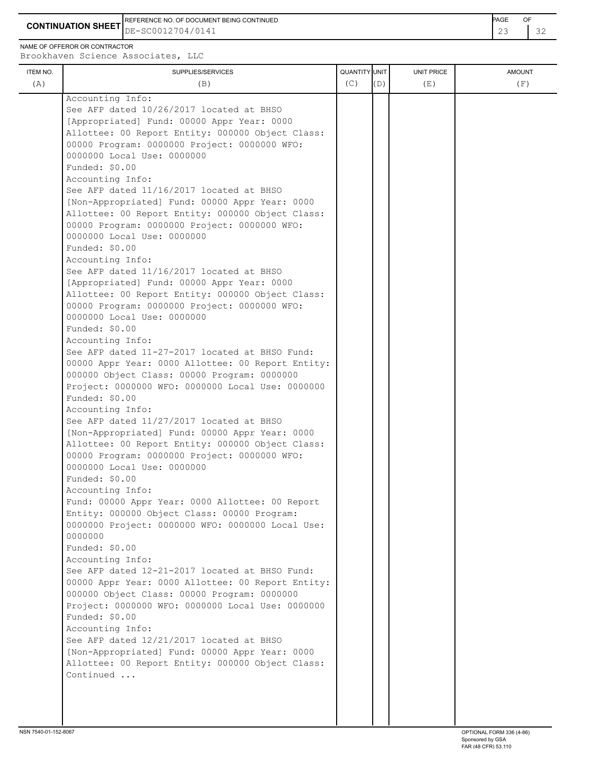**CONTINUATION SHEET**

REFERENCE NO. OF DOCUMENT BEING CONTINUED: DE-SC0012704/0141

NAME OF OFFEROR OR CONTRACTOR: Brookhaven Science Associates, LLC

| ITEM NO. (A) | SUPPLIES/SERVICES (B) | QUANTITY (C) | UNIT (D) | UNIT PRICE (E) | AMOUNT (F) |
|---|---|---|---|---|---|
| | Accounting Info:<br>See AFP dated 10/26/2017 located at BHSO [Appropriated] Fund: 00000 Appr Year: 0000 Allottee: 00 Report Entity: 000000 Object Class: 00000 Program: 0000000 Project: 0000000 WFO: 0000000 Local Use: 0000000<br>Funded: $0.00<br>Accounting Info:<br>See AFP dated 11/16/2017 located at BHSO [Non-Appropriated] Fund: 00000 Appr Year: 0000 Allottee: 00 Report Entity: 000000 Object Class: 00000 Program: 0000000 Project: 0000000 WFO: 0000000 Local Use: 0000000<br>Funded: $0.00<br>Accounting Info:<br>See AFP dated 11/16/2017 located at BHSO [Appropriated] Fund: 00000 Appr Year: 0000 Allottee: 00 Report Entity: 000000 Object Class: 00000 Program: 0000000 Project: 0000000 WFO: 0000000 Local Use: 0000000<br>Funded: $0.00<br>Accounting Info:<br>See AFP dated 11-27-2017 located at BHSO Fund: 00000 Appr Year: 0000 Allottee: 00 Report Entity: 000000 Object Class: 00000 Program: 0000000 Project: 0000000 WFO: 0000000 Local Use: 0000000<br>Funded: $0.00<br>Accounting Info:<br>See AFP dated 11/27/2017 located at BHSO [Non-Appropriated] Fund: 00000 Appr Year: 0000 Allottee: 00 Report Entity: 000000 Object Class: 00000 Program: 0000000 Project: 0000000 WFO: 0000000 Local Use: 0000000<br>Funded: $0.00<br>Accounting Info:<br>Fund: 00000 Appr Year: 0000 Allottee: 00 Report Entity: 000000 Object Class: 00000 Program: 0000000 Project: 0000000 WFO: 0000000 Local Use: 0000000<br>Funded: $0.00<br>Accounting Info:<br>See AFP dated 12-21-2017 located at BHSO Fund: 00000 Appr Year: 0000 Allottee: 00 Report Entity: 000000 Object Class: 00000 Program: 0000000 Project: 0000000 WFO: 0000000 Local Use: 0000000<br>Funded: $0.00<br>Accounting Info:<br>See AFP dated 12/21/2017 located at BHSO [Non-Appropriated] Fund: 00000 Appr Year: 0000 Allottee: 00 Report Entity: 000000 Object Class:<br>Continued ... | | | | |

NSN 7540-01-152-8067

OPTIONAL FORM 336 (4-86)
Sponsored by GSA
FAR (48 CFR) 53.110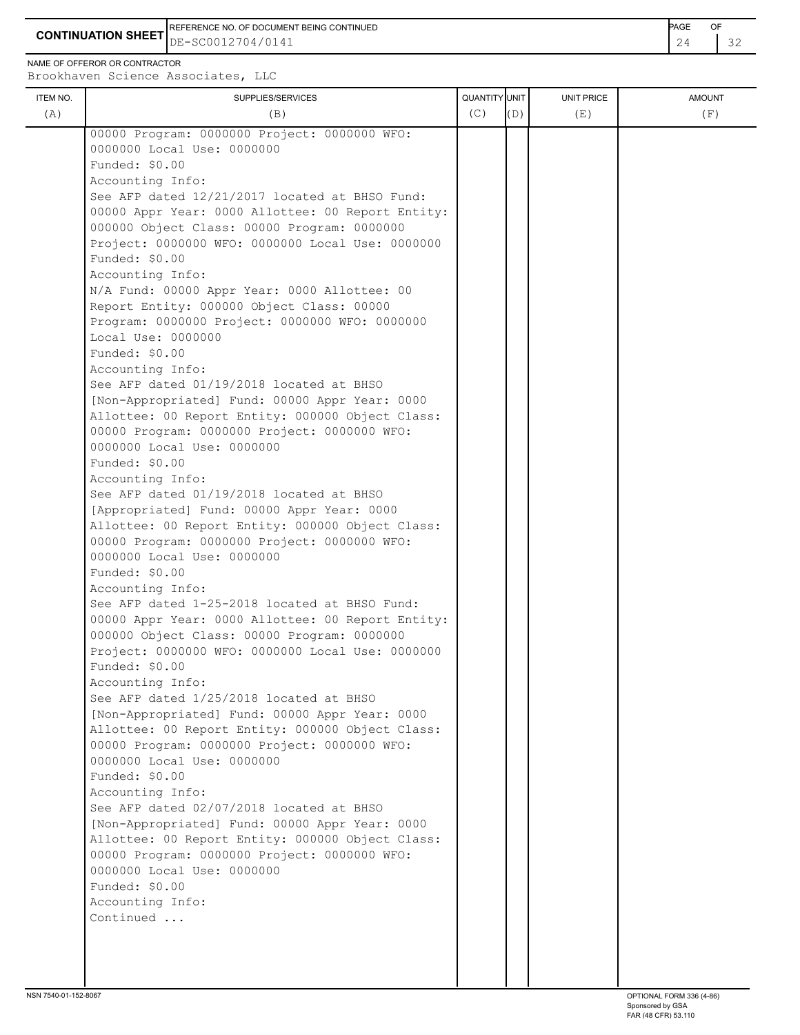**CONTINUATION SHEET**

REFERENCE NO. OF DOCUMENT BEING CONTINUED: DE-SC0012704/0141

NAME OF OFFEROR OR CONTRACTOR: Brookhaven Science Associates, LLC

| ITEM NO. (A) | SUPPLIES/SERVICES (B) | QUANTITY (C) | UNIT (D) | UNIT PRICE (E) | AMOUNT (F) |
|---|---|---|---|---|---|
| | 00000 Program: 0000000 Project: 0000000 WFO: 0000000 Local Use: 0000000<br>Funded: $0.00<br>Accounting Info:<br>See AFP dated 12/21/2017 located at BHSO Fund: 00000 Appr Year: 0000 Allottee: 00 Report Entity: 000000 Object Class: 00000 Program: 0000000 Project: 0000000 WFO: 0000000 Local Use: 0000000<br>Funded: $0.00<br>Accounting Info:<br>N/A Fund: 00000 Appr Year: 0000 Allottee: 00 Report Entity: 000000 Object Class: 00000 Program: 0000000 Project: 0000000 WFO: 0000000 Local Use: 0000000<br>Funded: $0.00<br>Accounting Info:<br>See AFP dated 01/19/2018 located at BHSO [Non-Appropriated] Fund: 00000 Appr Year: 0000 Allottee: 00 Report Entity: 000000 Object Class: 00000 Program: 0000000 Project: 0000000 WFO: 0000000 Local Use: 0000000<br>Funded: $0.00<br>Accounting Info:<br>See AFP dated 01/19/2018 located at BHSO [Appropriated] Fund: 00000 Appr Year: 0000 Allottee: 00 Report Entity: 000000 Object Class: 00000 Program: 0000000 Project: 0000000 WFO: 0000000 Local Use: 0000000<br>Funded: $0.00<br>Accounting Info:<br>See AFP dated 1-25-2018 located at BHSO Fund: 00000 Appr Year: 0000 Allottee: 00 Report Entity: 000000 Object Class: 00000 Program: 0000000 Project: 0000000 WFO: 0000000 Local Use: 0000000<br>Funded: $0.00<br>Accounting Info:<br>See AFP dated 1/25/2018 located at BHSO [Non-Appropriated] Fund: 00000 Appr Year: 0000 Allottee: 00 Report Entity: 000000 Object Class: 00000 Program: 0000000 Project: 0000000 WFO: 0000000 Local Use: 0000000<br>Funded: $0.00<br>Accounting Info:<br>See AFP dated 02/07/2018 located at BHSO [Non-Appropriated] Fund: 00000 Appr Year: 0000 Allottee: 00 Report Entity: 000000 Object Class: 00000 Program: 0000000 Project: 0000000 WFO: 0000000 Local Use: 0000000<br>Funded: $0.00<br>Accounting Info:<br>Continued ... | | | | |

NSN 7540-01-152-8067 OPTIONAL FORM 336 (4-86) Sponsored by GSA FAR (48 CFR) 53.110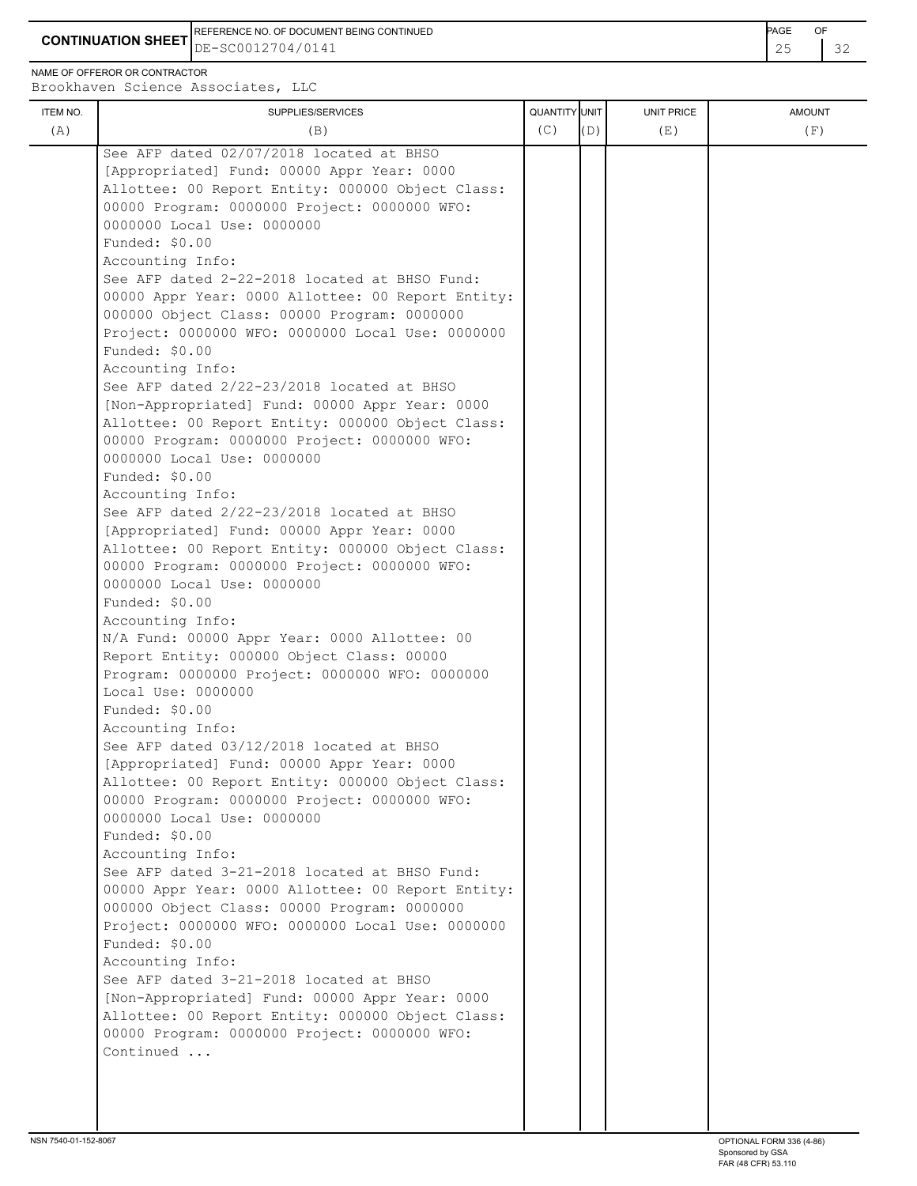**CONTINUATION SHEET**

REFERENCE NO. OF DOCUMENT BEING CONTINUED: DE-SC0012704/0141

NAME OF OFFEROR OR CONTRACTOR: Brookhaven Science Associates, LLC

| ITEM NO. (A) | SUPPLIES/SERVICES (B) | QUANTITY (C) | UNIT (D) | UNIT PRICE (E) | AMOUNT (F) |
|---|---|---|---|---|---|
| | See AFP dated 02/07/2018 located at BHSO [Appropriated] Fund: 00000 Appr Year: 0000 Allottee: 00 Report Entity: 000000 Object Class: 00000 Program: 0000000 Project: 0000000 WFO: 0000000 Local Use: 0000000<br>Funded: $0.00<br>Accounting Info:<br>See AFP dated 2-22-2018 located at BHSO Fund: 00000 Appr Year: 0000 Allottee: 00 Report Entity: 000000 Object Class: 00000 Program: 0000000 Project: 0000000 WFO: 0000000 Local Use: 0000000<br>Funded: $0.00<br>Accounting Info:<br>See AFP dated 2/22-23/2018 located at BHSO [Non-Appropriated] Fund: 00000 Appr Year: 0000 Allottee: 00 Report Entity: 000000 Object Class: 00000 Program: 0000000 Project: 0000000 WFO: 0000000 Local Use: 0000000<br>Funded: $0.00<br>Accounting Info:<br>See AFP dated 2/22-23/2018 located at BHSO [Appropriated] Fund: 00000 Appr Year: 0000 Allottee: 00 Report Entity: 000000 Object Class: 00000 Program: 0000000 Project: 0000000 WFO: 0000000 Local Use: 0000000<br>Funded: $0.00<br>Accounting Info:<br>N/A Fund: 00000 Appr Year: 0000 Allottee: 00 Report Entity: 000000 Object Class: 00000 Program: 0000000 Project: 0000000 WFO: 0000000 Local Use: 0000000<br>Funded: $0.00<br>Accounting Info:<br>See AFP dated 03/12/2018 located at BHSO [Appropriated] Fund: 00000 Appr Year: 0000 Allottee: 00 Report Entity: 000000 Object Class: 00000 Program: 0000000 Project: 0000000 WFO: 0000000 Local Use: 0000000<br>Funded: $0.00<br>Accounting Info:<br>See AFP dated 3-21-2018 located at BHSO Fund: 00000 Appr Year: 0000 Allottee: 00 Report Entity: 000000 Object Class: 00000 Program: 0000000 Project: 0000000 WFO: 0000000 Local Use: 0000000<br>Funded: $0.00<br>Accounting Info:<br>See AFP dated 3-21-2018 located at BHSO [Non-Appropriated] Fund: 00000 Appr Year: 0000 Allottee: 00 Report Entity: 000000 Object Class: 00000 Program: 0000000 Project: 0000000 WFO:<br>Continued ... | | | | |

NSN 7540-01-152-8067

OPTIONAL FORM 336 (4-86)
Sponsored by GSA
FAR (48 CFR) 53.110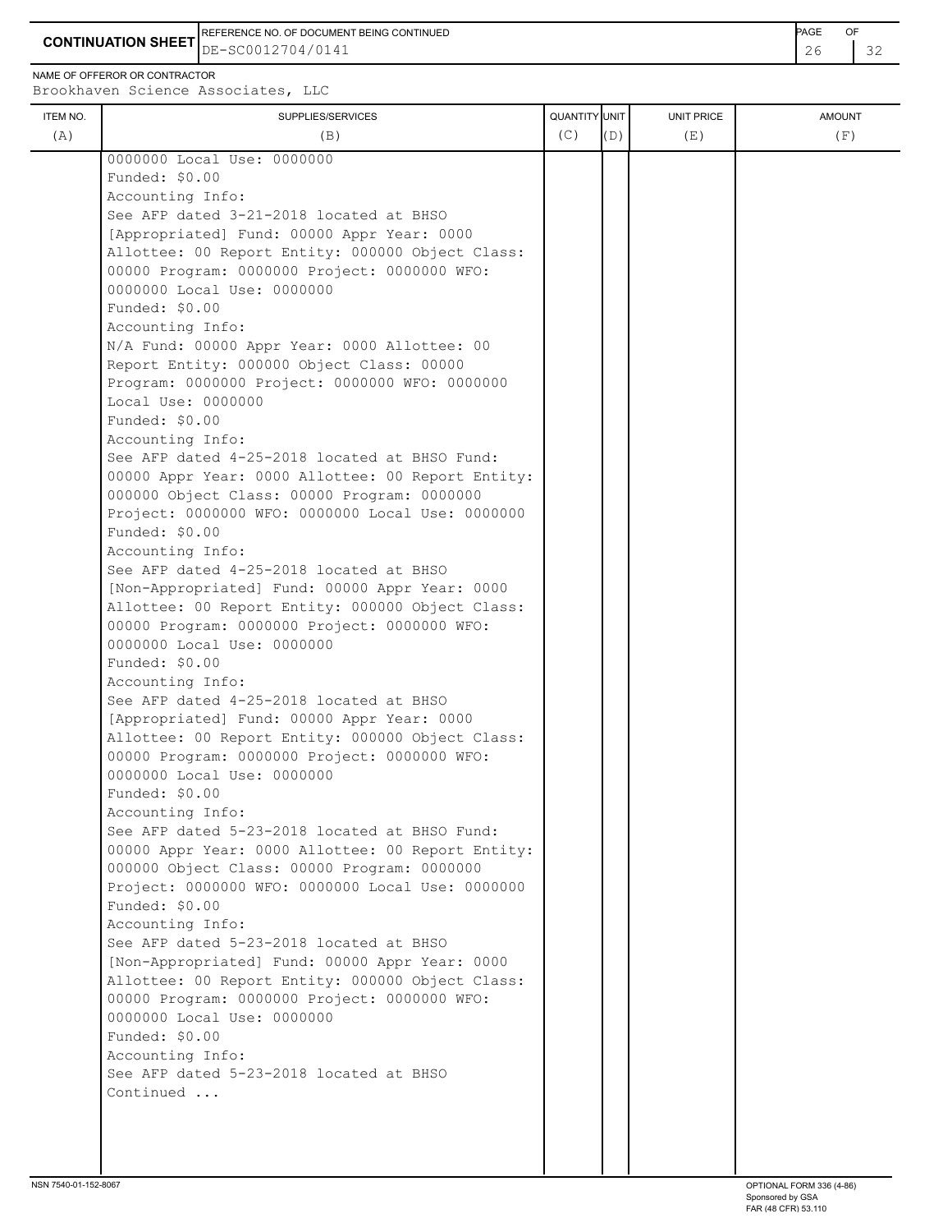**CONTINUATION SHEET**

REFERENCE NO. OF DOCUMENT BEING CONTINUED
DE-SC0012704/0141

NAME OF OFFEROR OR CONTRACTOR
Brookhaven Science Associates, LLC

| ITEM NO. (A) | SUPPLIES/SERVICES (B) | QUANTITY (C) | UNIT (D) | UNIT PRICE (E) | AMOUNT (F) |
|---|---|---|---|---|---|
| | 0000000 Local Use: 0000000<br>Funded: $0.00<br>Accounting Info:<br>See AFP dated 3-21-2018 located at BHSO [Appropriated] Fund: 00000 Appr Year: 0000 Allottee: 00 Report Entity: 000000 Object Class: 00000 Program: 0000000 Project: 0000000 WFO: 0000000 Local Use: 0000000<br>Funded: $0.00<br>Accounting Info:<br>N/A Fund: 00000 Appr Year: 0000 Allottee: 00 Report Entity: 000000 Object Class: 00000 Program: 0000000 Project: 0000000 WFO: 0000000 Local Use: 0000000<br>Funded: $0.00<br>Accounting Info:<br>See AFP dated 4-25-2018 located at BHSO Fund: 00000 Appr Year: 0000 Allottee: 00 Report Entity: 000000 Object Class: 00000 Program: 0000000 Project: 0000000 WFO: 0000000 Local Use: 0000000<br>Funded: $0.00<br>Accounting Info:<br>See AFP dated 4-25-2018 located at BHSO [Non-Appropriated] Fund: 00000 Appr Year: 0000 Allottee: 00 Report Entity: 000000 Object Class: 00000 Program: 0000000 Project: 0000000 WFO: 0000000 Local Use: 0000000<br>Funded: $0.00<br>Accounting Info:<br>See AFP dated 4-25-2018 located at BHSO [Appropriated] Fund: 00000 Appr Year: 0000 Allottee: 00 Report Entity: 000000 Object Class: 00000 Program: 0000000 Project: 0000000 WFO: 0000000 Local Use: 0000000<br>Funded: $0.00<br>Accounting Info:<br>See AFP dated 5-23-2018 located at BHSO Fund: 00000 Appr Year: 0000 Allottee: 00 Report Entity: 000000 Object Class: 00000 Program: 0000000 Project: 0000000 WFO: 0000000 Local Use: 0000000<br>Funded: $0.00<br>Accounting Info:<br>See AFP dated 5-23-2018 located at BHSO [Non-Appropriated] Fund: 00000 Appr Year: 0000 Allottee: 00 Report Entity: 000000 Object Class: 00000 Program: 0000000 Project: 0000000 WFO: 0000000 Local Use: 0000000<br>Funded: $0.00<br>Accounting Info:<br>See AFP dated 5-23-2018 located at BHSO<br>Continued ... | | | | |

NSN 7540-01-152-8067

OPTIONAL FORM 336 (4-86)
Sponsored by GSA
FAR (48 CFR) 53.110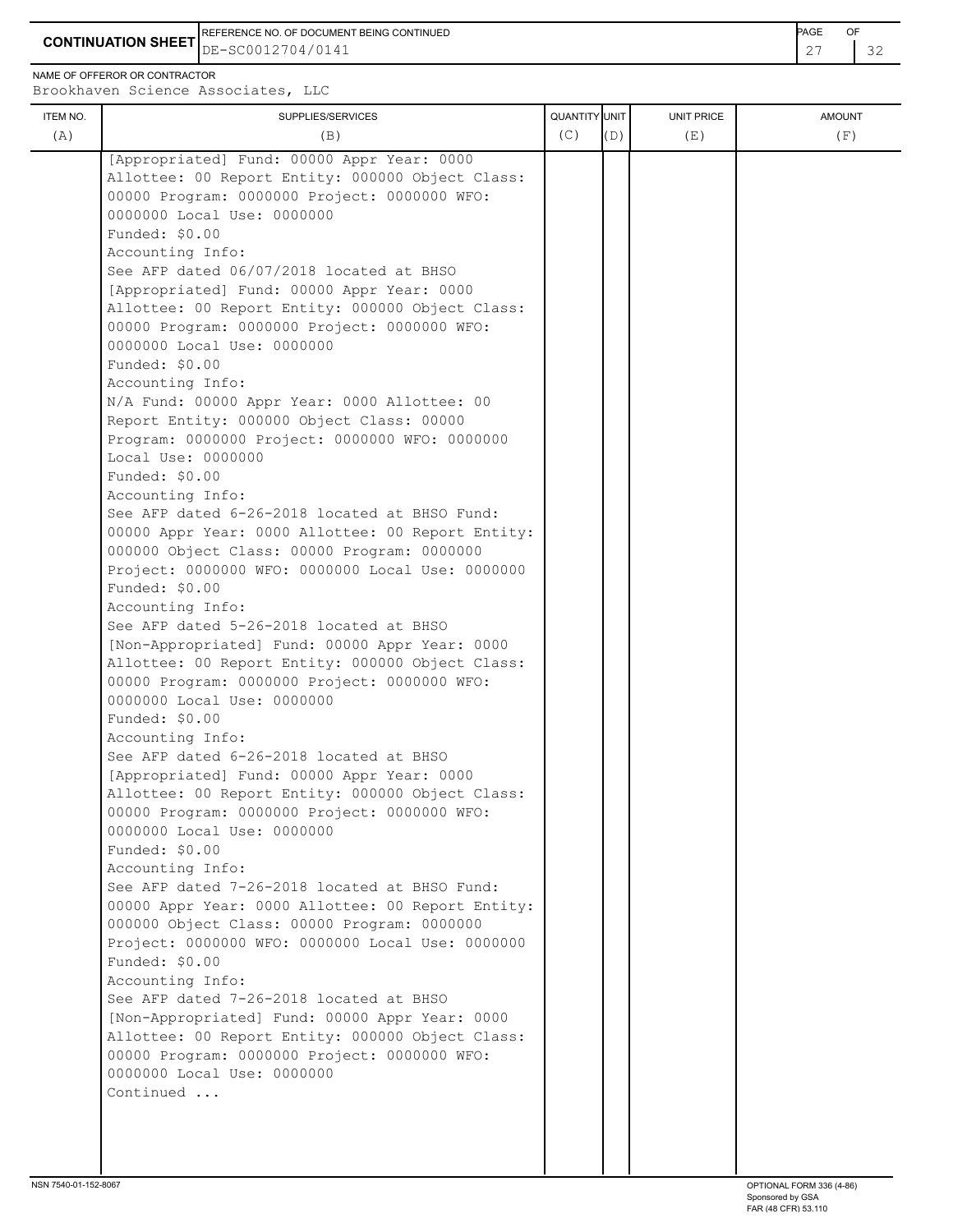**CONTINUATION SHEET**

REFERENCE NO. OF DOCUMENT BEING CONTINUED: DE-SC0012704/0141

NAME OF OFFEROR OR CONTRACTOR: Brookhaven Science Associates, LLC

| ITEM NO. (A) | SUPPLIES/SERVICES (B) | QUANTITY (C) | UNIT (D) | UNIT PRICE (E) | AMOUNT (F) |
|---|---|---|---|---|---|
| | [Appropriated] Fund: 00000 Appr Year: 0000 Allottee: 00 Report Entity: 000000 Object Class: 00000 Program: 0000000 Project: 0000000 WFO: 0000000 Local Use: 0000000<br>Funded: $0.00<br>Accounting Info:<br>See AFP dated 06/07/2018 located at BHSO [Appropriated] Fund: 00000 Appr Year: 0000 Allottee: 00 Report Entity: 000000 Object Class: 00000 Program: 0000000 Project: 0000000 WFO: 0000000 Local Use: 0000000<br>Funded: $0.00<br>Accounting Info:<br>N/A Fund: 00000 Appr Year: 0000 Allottee: 00 Report Entity: 000000 Object Class: 00000 Program: 0000000 Project: 0000000 WFO: 0000000 Local Use: 0000000<br>Funded: $0.00<br>Accounting Info:<br>See AFP dated 6-26-2018 located at BHSO Fund: 00000 Appr Year: 0000 Allottee: 00 Report Entity: 000000 Object Class: 00000 Program: 0000000 Project: 0000000 WFO: 0000000 Local Use: 0000000<br>Funded: $0.00<br>Accounting Info:<br>See AFP dated 5-26-2018 located at BHSO [Non-Appropriated] Fund: 00000 Appr Year: 0000 Allottee: 00 Report Entity: 000000 Object Class: 00000 Program: 0000000 Project: 0000000 WFO: 0000000 Local Use: 0000000<br>Funded: $0.00<br>Accounting Info:<br>See AFP dated 6-26-2018 located at BHSO [Appropriated] Fund: 00000 Appr Year: 0000 Allottee: 00 Report Entity: 000000 Object Class: 00000 Program: 0000000 Project: 0000000 WFO: 0000000 Local Use: 0000000<br>Funded: $0.00<br>Accounting Info:<br>See AFP dated 7-26-2018 located at BHSO Fund: 00000 Appr Year: 0000 Allottee: 00 Report Entity: 000000 Object Class: 00000 Program: 0000000 Project: 0000000 WFO: 0000000 Local Use: 0000000<br>Funded: $0.00<br>Accounting Info:<br>See AFP dated 7-26-2018 located at BHSO [Non-Appropriated] Fund: 00000 Appr Year: 0000 Allottee: 00 Report Entity: 000000 Object Class: 00000 Program: 0000000 Project: 0000000 WFO: 0000000 Local Use: 0000000<br>Continued ... | | | | |

NSN 7540-01-152-8067

OPTIONAL FORM 336 (4-86)
Sponsored by GSA
FAR (48 CFR) 53.110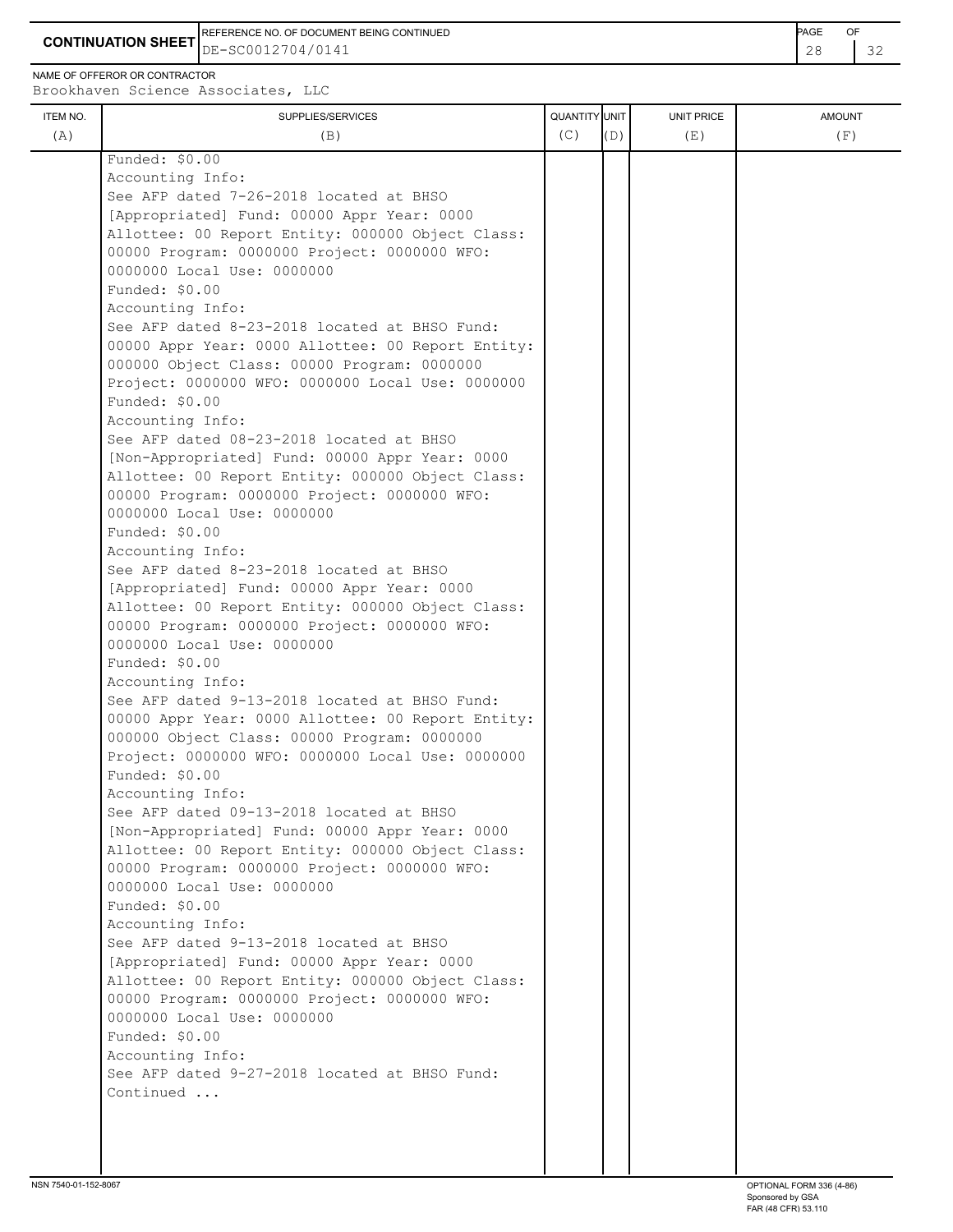**CONTINUATION SHEET**

REFERENCE NO. OF DOCUMENT BEING CONTINUED: DE-SC0012704/0141

NAME OF OFFEROR OR CONTRACTOR: Brookhaven Science Associates, LLC

| ITEM NO. (A) | SUPPLIES/SERVICES (B) | QUANTITY (C) | UNIT (D) | UNIT PRICE (E) | AMOUNT (F) |
|---|---|---|---|---|---|
| | Funded: $0.00<br>Accounting Info:<br>See AFP dated 7-26-2018 located at BHSO [Appropriated] Fund: 00000 Appr Year: 0000 Allottee: 00 Report Entity: 000000 Object Class: 00000 Program: 0000000 Project: 0000000 WFO: 0000000 Local Use: 0000000<br>Funded: $0.00<br>Accounting Info:<br>See AFP dated 8-23-2018 located at BHSO Fund: 00000 Appr Year: 0000 Allottee: 00 Report Entity: 000000 Object Class: 00000 Program: 0000000 Project: 0000000 WFO: 0000000 Local Use: 0000000<br>Funded: $0.00<br>Accounting Info:<br>See AFP dated 08-23-2018 located at BHSO [Non-Appropriated] Fund: 00000 Appr Year: 0000 Allottee: 00 Report Entity: 000000 Object Class: 00000 Program: 0000000 Project: 0000000 WFO: 0000000 Local Use: 0000000<br>Funded: $0.00<br>Accounting Info:<br>See AFP dated 8-23-2018 located at BHSO [Appropriated] Fund: 00000 Appr Year: 0000 Allottee: 00 Report Entity: 000000 Object Class: 00000 Program: 0000000 Project: 0000000 WFO: 0000000 Local Use: 0000000<br>Funded: $0.00<br>Accounting Info:<br>See AFP dated 9-13-2018 located at BHSO Fund: 00000 Appr Year: 0000 Allottee: 00 Report Entity: 000000 Object Class: 00000 Program: 0000000 Project: 0000000 WFO: 0000000 Local Use: 0000000<br>Funded: $0.00<br>Accounting Info:<br>See AFP dated 09-13-2018 located at BHSO [Non-Appropriated] Fund: 00000 Appr Year: 0000 Allottee: 00 Report Entity: 000000 Object Class: 00000 Program: 0000000 Project: 0000000 WFO: 0000000 Local Use: 0000000<br>Funded: $0.00<br>Accounting Info:<br>See AFP dated 9-13-2018 located at BHSO [Appropriated] Fund: 00000 Appr Year: 0000 Allottee: 00 Report Entity: 000000 Object Class: 00000 Program: 0000000 Project: 0000000 WFO: 0000000 Local Use: 0000000<br>Funded: $0.00<br>Accounting Info:<br>See AFP dated 9-27-2018 located at BHSO Fund:<br>Continued ... | | | | |

NSN 7540-01-152-8067

OPTIONAL FORM 336 (4-86)
Sponsored by GSA
FAR (48 CFR) 53.110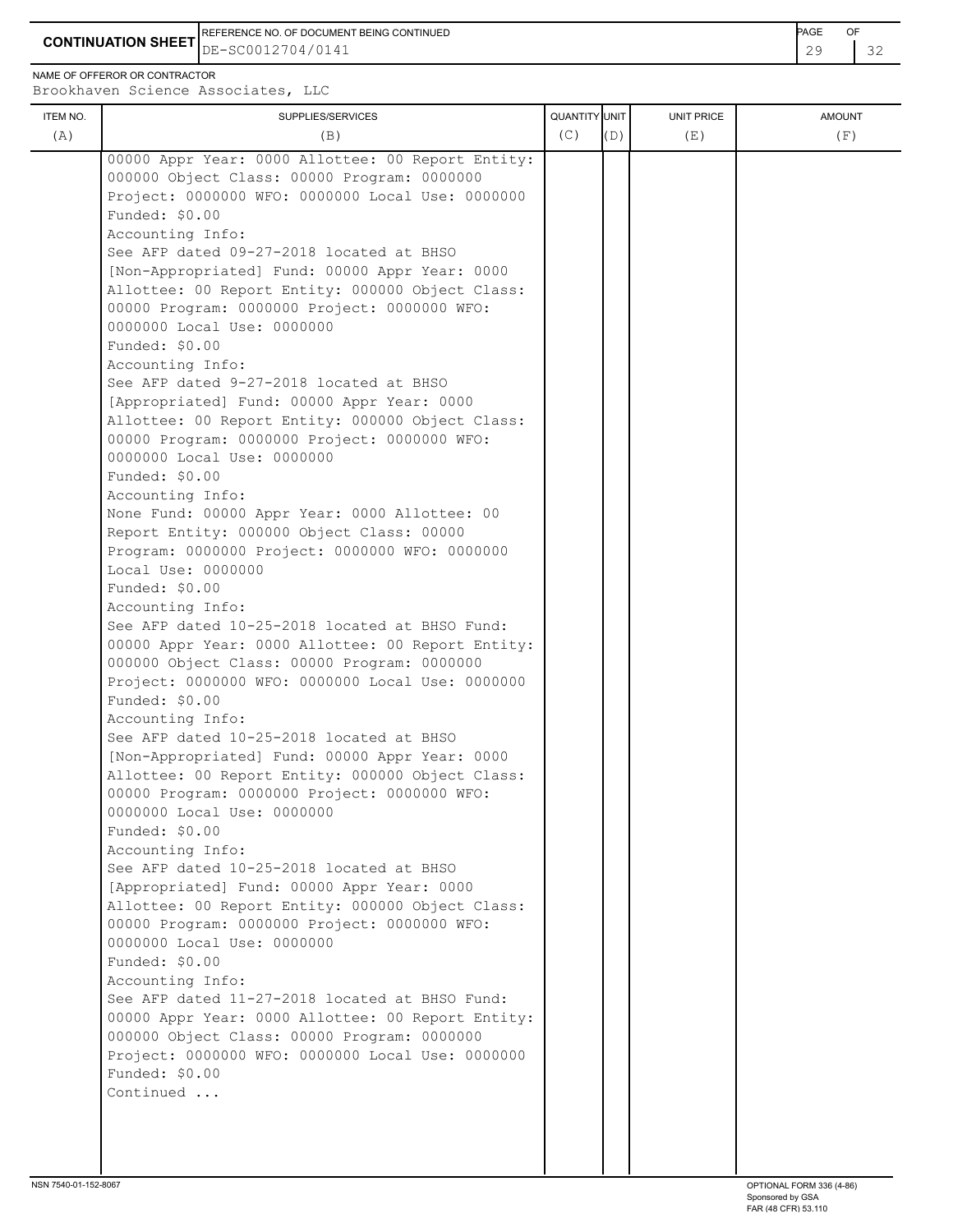**CONTINUATION SHEET**

REFERENCE NO. OF DOCUMENT BEING CONTINUED
DE-SC0012704/0141

NAME OF OFFEROR OR CONTRACTOR
Brookhaven Science Associates, LLC

| ITEM NO. (A) | SUPPLIES/SERVICES (B) | QUANTITY (C) | UNIT (D) | UNIT PRICE (E) | AMOUNT (F) |
|---|---|---|---|---|---|
| | 00000 Appr Year: 0000 Allottee: 00 Report Entity: 000000 Object Class: 00000 Program: 0000000 Project: 0000000 WFO: 0000000 Local Use: 0000000<br>Funded: $0.00<br>Accounting Info:<br>See AFP dated 09-27-2018 located at BHSO [Non-Appropriated] Fund: 00000 Appr Year: 0000 Allottee: 00 Report Entity: 000000 Object Class: 00000 Program: 0000000 Project: 0000000 WFO: 0000000 Local Use: 0000000<br>Funded: $0.00<br>Accounting Info:<br>See AFP dated 9-27-2018 located at BHSO [Appropriated] Fund: 00000 Appr Year: 0000 Allottee: 00 Report Entity: 000000 Object Class: 00000 Program: 0000000 Project: 0000000 WFO: 0000000 Local Use: 0000000<br>Funded: $0.00<br>Accounting Info:<br>None Fund: 00000 Appr Year: 0000 Allottee: 00 Report Entity: 000000 Object Class: 00000 Program: 0000000 Project: 0000000 WFO: 0000000 Local Use: 0000000<br>Funded: $0.00<br>Accounting Info:<br>See AFP dated 10-25-2018 located at BHSO Fund: 00000 Appr Year: 0000 Allottee: 00 Report Entity: 000000 Object Class: 00000 Program: 0000000 Project: 0000000 WFO: 0000000 Local Use: 0000000<br>Funded: $0.00<br>Accounting Info:<br>See AFP dated 10-25-2018 located at BHSO [Non-Appropriated] Fund: 00000 Appr Year: 0000 Allottee: 00 Report Entity: 000000 Object Class: 00000 Program: 0000000 Project: 0000000 WFO: 0000000 Local Use: 0000000<br>Funded: $0.00<br>Accounting Info:<br>See AFP dated 10-25-2018 located at BHSO [Appropriated] Fund: 00000 Appr Year: 0000 Allottee: 00 Report Entity: 000000 Object Class: 00000 Program: 0000000 Project: 0000000 WFO: 0000000 Local Use: 0000000<br>Funded: $0.00<br>Accounting Info:<br>See AFP dated 11-27-2018 located at BHSO Fund: 00000 Appr Year: 0000 Allottee: 00 Report Entity: 000000 Object Class: 00000 Program: 0000000 Project: 0000000 WFO: 0000000 Local Use: 0000000<br>Funded: $0.00<br>Continued ... | | | | |

NSN 7540-01-152-8067

OPTIONAL FORM 336 (4-86)
Sponsored by GSA
FAR (48 CFR) 53.110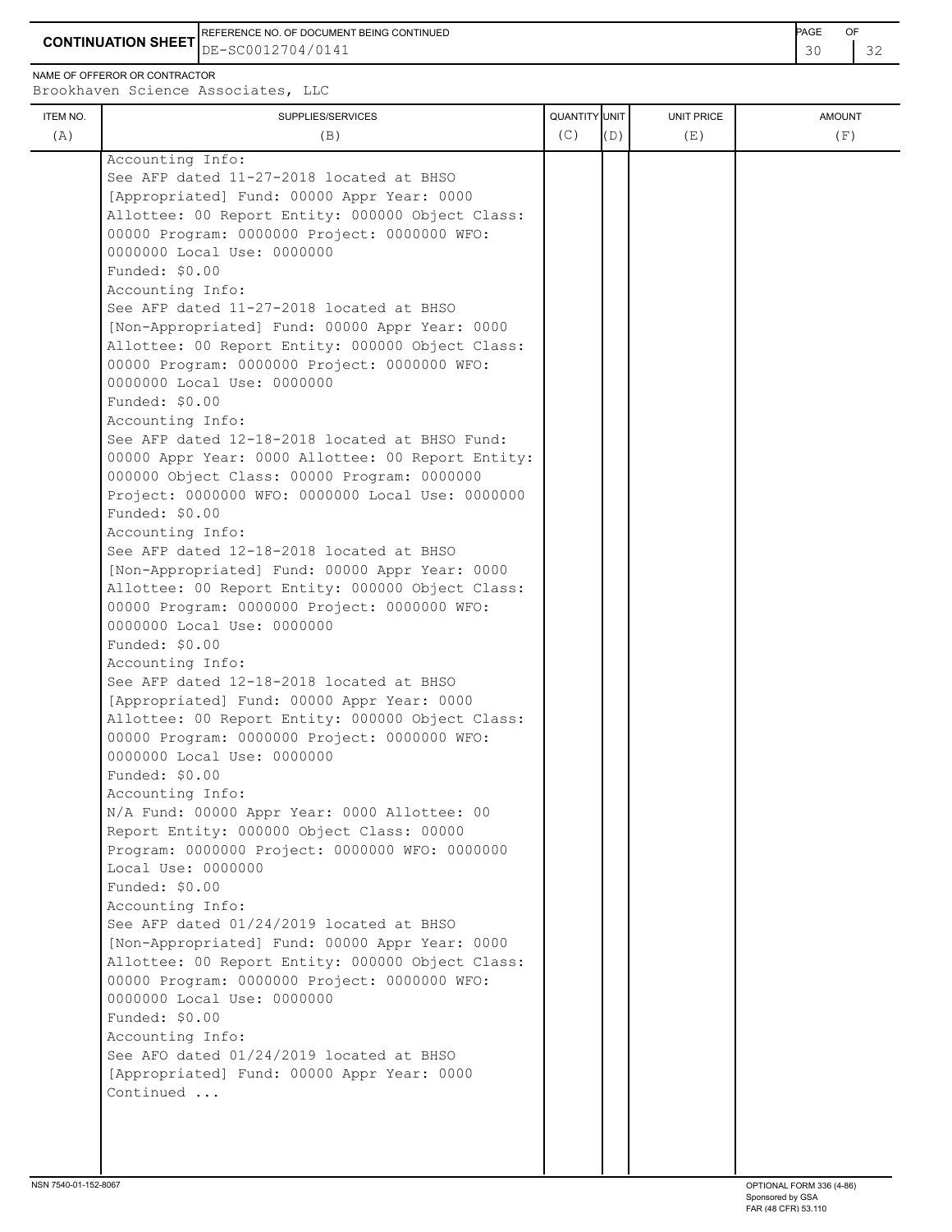**CONTINUATION SHEET**

REFERENCE NO. OF DOCUMENT BEING CONTINUED: DE-SC0012704/0141

NAME OF OFFEROR OR CONTRACTOR: Brookhaven Science Associates, LLC

| ITEM NO. (A) | SUPPLIES/SERVICES (B) | QUANTITY (C) | UNIT (D) | UNIT PRICE (E) | AMOUNT (F) |
|---|---|---|---|---|---|
| | Accounting Info:<br>See AFP dated 11-27-2018 located at BHSO [Appropriated] Fund: 00000 Appr Year: 0000 Allottee: 00 Report Entity: 000000 Object Class: 00000 Program: 0000000 Project: 0000000 WFO: 0000000 Local Use: 0000000<br>Funded: $0.00<br>Accounting Info:<br>See AFP dated 11-27-2018 located at BHSO [Non-Appropriated] Fund: 00000 Appr Year: 0000 Allottee: 00 Report Entity: 000000 Object Class: 00000 Program: 0000000 Project: 0000000 WFO: 0000000 Local Use: 0000000<br>Funded: $0.00<br>Accounting Info:<br>See AFP dated 12-18-2018 located at BHSO Fund: 00000 Appr Year: 0000 Allottee: 00 Report Entity: 000000 Object Class: 00000 Program: 0000000 Project: 0000000 WFO: 0000000 Local Use: 0000000<br>Funded: $0.00<br>Accounting Info:<br>See AFP dated 12-18-2018 located at BHSO [Non-Appropriated] Fund: 00000 Appr Year: 0000 Allottee: 00 Report Entity: 000000 Object Class: 00000 Program: 0000000 Project: 0000000 WFO: 0000000 Local Use: 0000000<br>Funded: $0.00<br>Accounting Info:<br>See AFP dated 12-18-2018 located at BHSO [Appropriated] Fund: 00000 Appr Year: 0000 Allottee: 00 Report Entity: 000000 Object Class: 00000 Program: 0000000 Project: 0000000 WFO: 0000000 Local Use: 0000000<br>Funded: $0.00<br>Accounting Info:<br>N/A Fund: 00000 Appr Year: 0000 Allottee: 00 Report Entity: 000000 Object Class: 00000 Program: 0000000 Project: 0000000 WFO: 0000000 Local Use: 0000000<br>Funded: $0.00<br>Accounting Info:<br>See AFP dated 01/24/2019 located at BHSO [Non-Appropriated] Fund: 00000 Appr Year: 0000 Allottee: 00 Report Entity: 000000 Object Class: 00000 Program: 0000000 Project: 0000000 WFO: 0000000 Local Use: 0000000<br>Funded: $0.00<br>Accounting Info:<br>See AFO dated 01/24/2019 located at BHSO [Appropriated] Fund: 00000 Appr Year: 0000<br>Continued ... | | | | |

NSN 7540-01-152-8067

OPTIONAL FORM 336 (4-86)
Sponsored by GSA
FAR (48 CFR) 53.110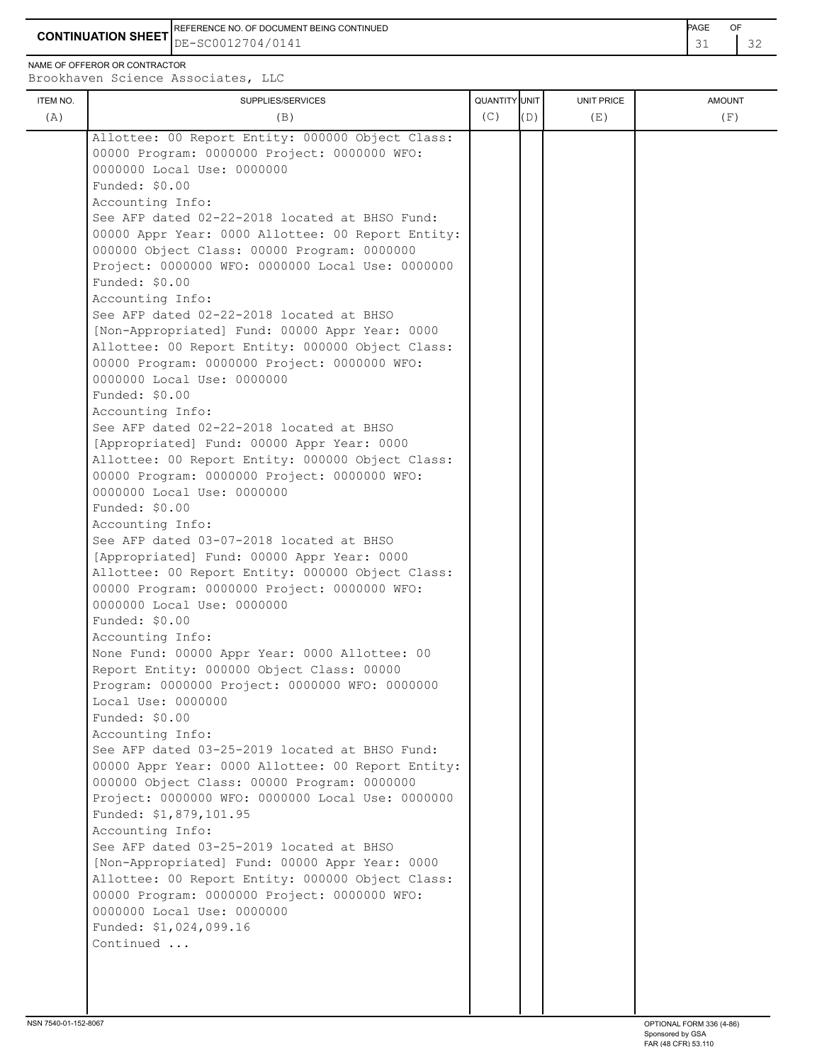**CONTINUATION SHEET**

REFERENCE NO. OF DOCUMENT BEING CONTINUED: DE-SC0012704/0141

NAME OF OFFEROR OR CONTRACTOR: Brookhaven Science Associates, LLC

| ITEM NO. (A) | SUPPLIES/SERVICES (B) | QUANTITY (C) | UNIT (D) | UNIT PRICE (E) | AMOUNT (F) |
|---|---|---|---|---|---|
| | Allottee: 00 Report Entity: 000000 Object Class: 00000 Program: 0000000 Project: 0000000 WFO: 0000000 Local Use: 0000000<br>Funded: $0.00<br>Accounting Info:<br>See AFP dated 02-22-2018 located at BHSO Fund: 00000 Appr Year: 0000 Allottee: 00 Report Entity: 000000 Object Class: 00000 Program: 0000000 Project: 0000000 WFO: 0000000 Local Use: 0000000<br>Funded: $0.00<br>Accounting Info:<br>See AFP dated 02-22-2018 located at BHSO [Non-Appropriated] Fund: 00000 Appr Year: 0000 Allottee: 00 Report Entity: 000000 Object Class: 00000 Program: 0000000 Project: 0000000 WFO: 0000000 Local Use: 0000000<br>Funded: $0.00<br>Accounting Info:<br>See AFP dated 02-22-2018 located at BHSO [Appropriated] Fund: 00000 Appr Year: 0000 Allottee: 00 Report Entity: 000000 Object Class: 00000 Program: 0000000 Project: 0000000 WFO: 0000000 Local Use: 0000000<br>Funded: $0.00<br>Accounting Info:<br>See AFP dated 03-07-2018 located at BHSO [Appropriated] Fund: 00000 Appr Year: 0000 Allottee: 00 Report Entity: 000000 Object Class: 00000 Program: 0000000 Project: 0000000 WFO: 0000000 Local Use: 0000000<br>Funded: $0.00<br>Accounting Info:<br>None Fund: 00000 Appr Year: 0000 Allottee: 00 Report Entity: 000000 Object Class: 00000 Program: 0000000 Project: 0000000 WFO: 0000000 Local Use: 0000000<br>Funded: $0.00<br>Accounting Info:<br>See AFP dated 03-25-2019 located at BHSO Fund: 00000 Appr Year: 0000 Allottee: 00 Report Entity: 000000 Object Class: 00000 Program: 0000000 Project: 0000000 WFO: 0000000 Local Use: 0000000<br>Funded: $1,879,101.95<br>Accounting Info:<br>See AFP dated 03-25-2019 located at BHSO [Non-Appropriated] Fund: 00000 Appr Year: 0000 Allottee: 00 Report Entity: 000000 Object Class: 00000 Program: 0000000 Project: 0000000 WFO: 0000000 Local Use: 0000000<br>Funded: $1,024,099.16<br>Continued ... | | | | |

NSN 7540-01-152-8067

OPTIONAL FORM 336 (4-86)
Sponsored by GSA
FAR (48 CFR) 53.110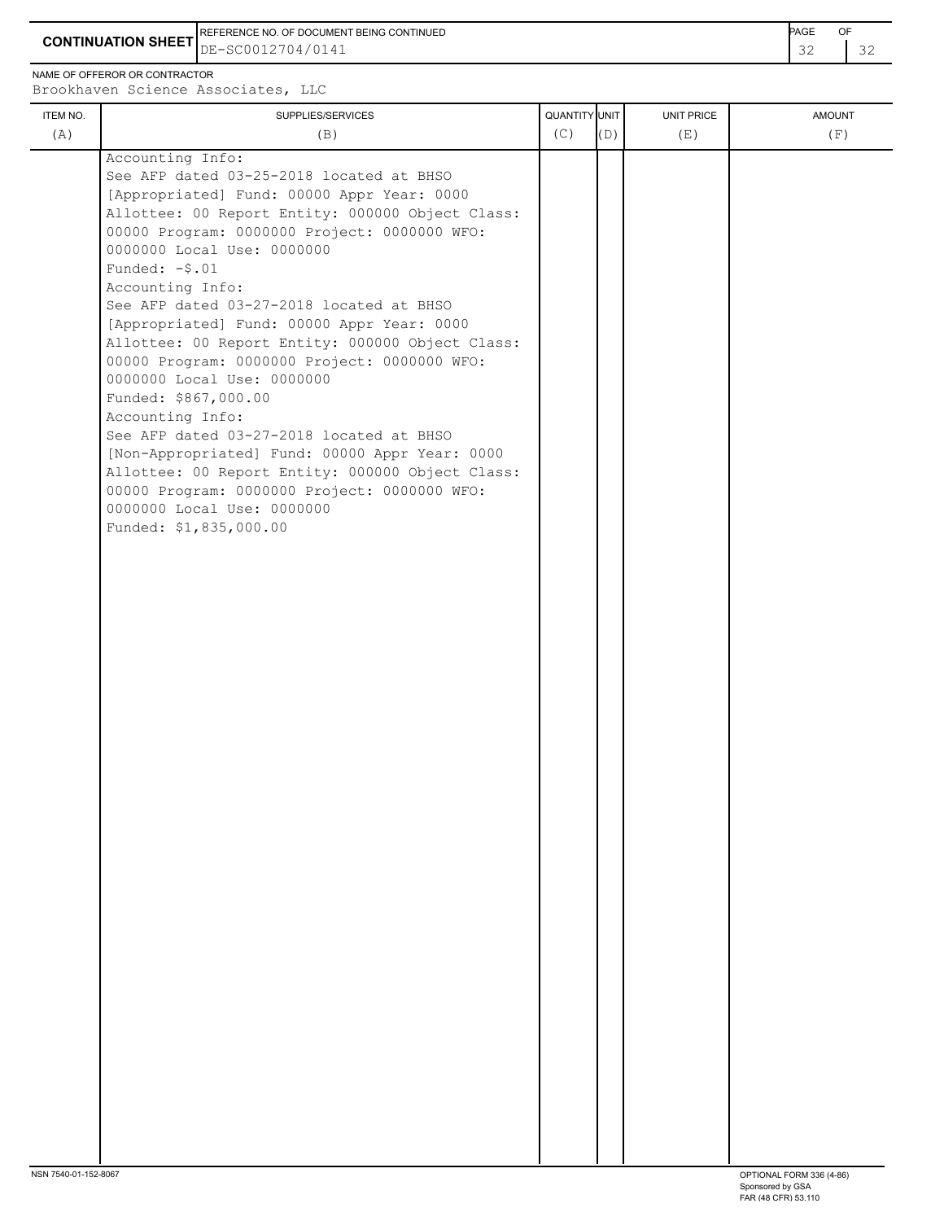**CONTINUATION SHEET**

REFERENCE NO. OF DOCUMENT BEING CONTINUED
DE-SC0012704/0141

NAME OF OFFEROR OR CONTRACTOR
Brookhaven Science Associates, LLC

| ITEM NO. (A) | SUPPLIES/SERVICES (B) | QUANTITY (C) | UNIT (D) | UNIT PRICE (E) | AMOUNT (F) |
|---|---|---|---|---|---|
| | Accounting Info:<br>See AFP dated 03-25-2018 located at BHSO<br>[Appropriated] Fund: 00000 Appr Year: 0000<br>Allottee: 00 Report Entity: 000000 Object Class:<br>00000 Program: 0000000 Project: 0000000 WFO:<br>0000000 Local Use: 0000000<br>Funded: -$.01<br>Accounting Info:<br>See AFP dated 03-27-2018 located at BHSO<br>[Appropriated] Fund: 00000 Appr Year: 0000<br>Allottee: 00 Report Entity: 000000 Object Class:<br>00000 Program: 0000000 Project: 0000000 WFO:<br>0000000 Local Use: 0000000<br>Funded: $867,000.00<br>Accounting Info:<br>See AFP dated 03-27-2018 located at BHSO<br>[Non-Appropriated] Fund: 00000 Appr Year: 0000<br>Allottee: 00 Report Entity: 000000 Object Class:<br>00000 Program: 0000000 Project: 0000000 WFO:<br>0000000 Local Use: 0000000<br>Funded: $1,835,000.00 | | | | |

NSN 7540-01-152-8067

OPTIONAL FORM 336 (4-86)
Sponsored by GSA
FAR (48 CFR) 53.110